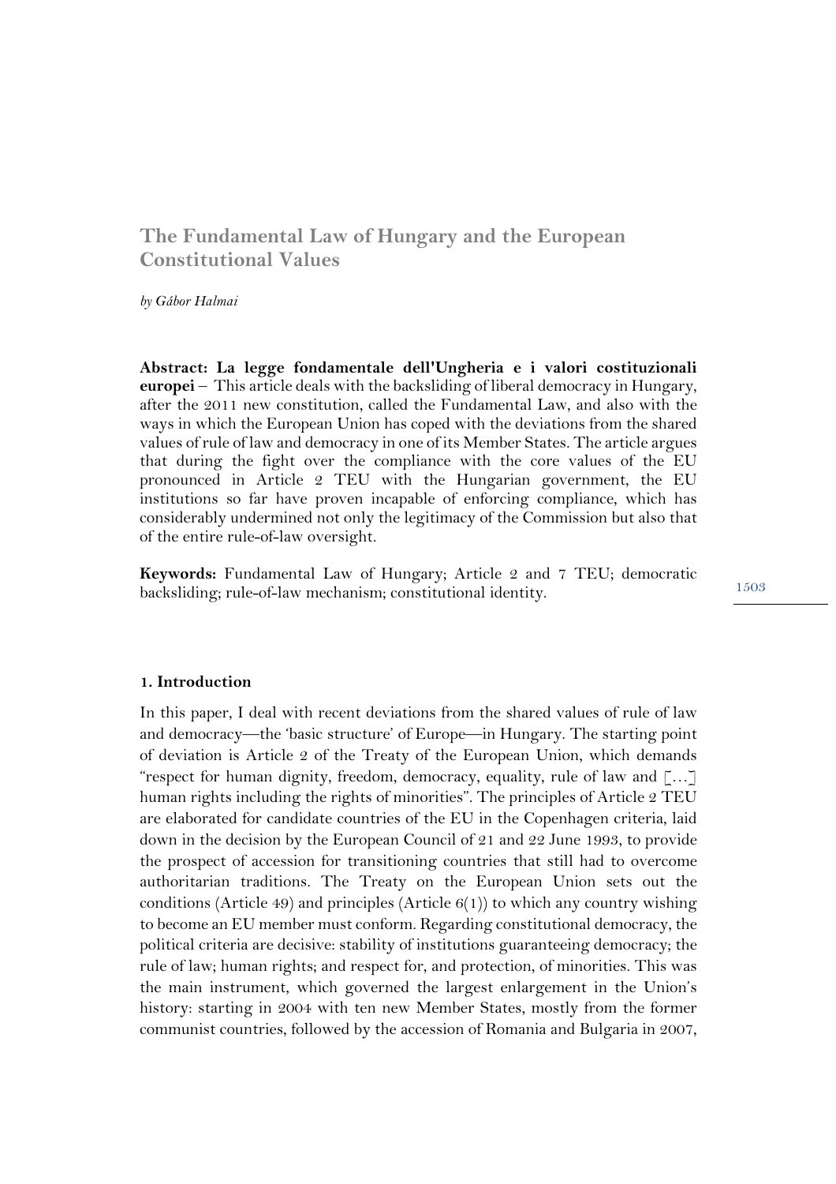# The Fundamental Law of Hungary and the European Constitutional Values

*by Gábor Halmai*

**Abstract: La legge fondamentale dell'Ungheria e i valori costituzionali europei** – This article deals with the backsliding of liberal democracy in Hungary, after the 2011 new constitution, called the Fundamental Law, and also with the ways in which the European Union has coped with the deviations from the shared values of rule of law and democracy in one of its Member States. The article argues that during the fight over the compliance with the core values of the EU pronounced in Article 2 TEU with the Hungarian government, the EU institutions so far have proven incapable of enforcing compliance, which has considerably undermined not only the legitimacy of the Commission but also that of the entire rule-of-law oversight.

**Keywords:** Fundamental Law of Hungary; Article 2 and 7 TEU; democratic backsliding; rule-of-law mechanism; constitutional identity.

## 1. Introduction

In this paper, I deal with recent deviations from the shared values of rule of law and democracy—the 'basic structure' of Europe—in Hungary. The starting point of deviation is Article 2 of the Treaty of the European Union, which demands "respect for human dignity, freedom, democracy, equality, rule of law and […] human rights including the rights of minorities". The principles of Article 2 TEU are elaborated for candidate countries of the EU in the Copenhagen criteria, laid down in the decision by the European Council of 21 and 22 June 1993, to provide the prospect of accession for transitioning countries that still had to overcome authoritarian traditions. The Treaty on the European Union sets out the conditions (Article 49) and principles (Article 6(1)) to which any country wishing to become an EU member must conform. Regarding constitutional democracy, the political criteria are decisive: stability of institutions guaranteeing democracy; the rule of law; human rights; and respect for, and protection, of minorities. This was the main instrument, which governed the largest enlargement in the Union's history: starting in 2004 with ten new Member States, mostly from the former communist countries, followed by the accession of Romania and Bulgaria in 2007,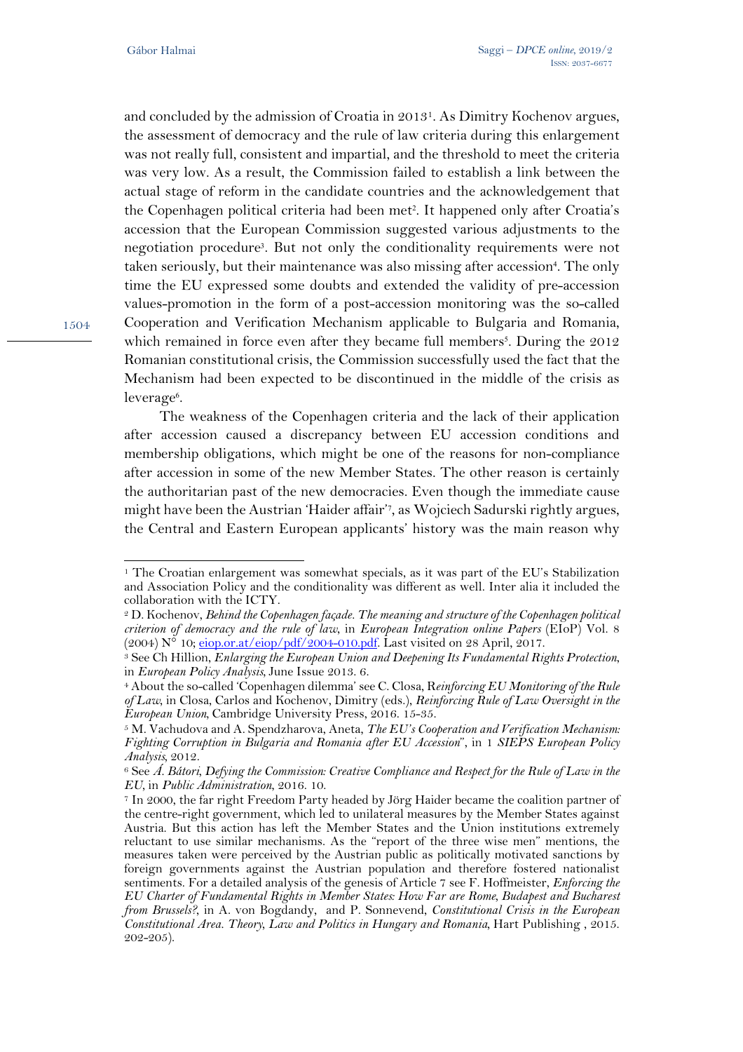and concluded by the admission of Croatia in 2013[1]. As Dimitry Kochenov argues, the assessment of democracy and the rule of law criteria during this enlargement was not really full, consistent and impartial, and the threshold to meet the criteria was very low. As a result, the Commission failed to establish a link between the actual stage of reform in the candidate countries and the acknowledgement that the Copenhagen political criteria had been met[2]. It happened only after Croatia's accession that the European Commission suggested various adjustments to the negotiation procedure[3]. But not only the conditionality requirements were not taken seriously, but their maintenance was also missing after accession[4]. The only time the EU expressed some doubts and extended the validity of pre-accession values-promotion in the form of a post-accession monitoring was the so-called Cooperation and Verification Mechanism applicable to Bulgaria and Romania, which remained in force even after they became full members[5]. During the 2012 Romanian constitutional crisis, the Commission successfully used the fact that the Mechanism had been expected to be discontinued in the middle of the crisis as leverage[6].

The weakness of the Copenhagen criteria and the lack of their application after accession caused a discrepancy between EU accession conditions and membership obligations, which might be one of the reasons for non-compliance after accession in some of the new Member States. The other reason is certainly the authoritarian past of the new democracies. Even though the immediate cause might have been the Austrian 'Haider affair'[7], as Wojciech Sadurski rightly argues, the Central and Eastern European applicants' history was the main reason why

---

[1] The Croatian enlargement was somewhat specials, as it was part of the EU's Stabilization and Association Policy and the conditionality was different as well. Inter alia it included the collaboration with the ICTY.

[2] D. Kochenov, *Behind the Copenhagen façade. The meaning and structure of the Copenhagen political criterion of democracy and the rule of law*, in *European Integration online Papers* (EIoP) Vol. 8 (2004) N° 10; eiop.or.at/eiop/pdf/2004-010.pdf. Last visited on 28 April, 2017.

[3] See Ch Hillion, *Enlarging the European Union and Deepening Its Fundamental Rights Protection*, in *European Policy Analysis*, June Issue 2013. 6.

[4] About the so-called 'Copenhagen dilemma' see C. Closa, R*einforcing EU Monitoring of the Rule of Law*, in Closa, Carlos and Kochenov, Dimitry (eds.), *Reinforcing Rule of Law Oversight in the European Union*, Cambridge University Press, 2016. 15-35.

[5] M. Vachudova and A. Spendzharova, Aneta, *The EU's Cooperation and Verification Mechanism: Fighting Corruption in Bulgaria and Romania after EU Accession*", in 1 *SIEPS European Policy Analysis*, 2012.

[6] See *Á. Bátori, Defying the Commission: Creative Compliance and Respect for the Rule of Law in the EU*, in *Public Administration*, 2016. 10.

[7] In 2000, the far right Freedom Party headed by Jörg Haider became the coalition partner of the centre-right government, which led to unilateral measures by the Member States against Austria. But this action has left the Member States and the Union institutions extremely reluctant to use similar mechanisms. As the "report of the three wise men" mentions, the measures taken were perceived by the Austrian public as politically motivated sanctions by foreign governments against the Austrian population and therefore fostered nationalist sentiments. For a detailed analysis of the genesis of Article 7 see F. Hoffmeister, *Enforcing the EU Charter of Fundamental Rights in Member States: How Far are Rome, Budapest and Bucharest from Brussels?*, in A. von Bogdandy, and P. Sonnevend, *Constitutional Crisis in the European Constitutional Area. Theory, Law and Politics in Hungary and Romania*, Hart Publishing , 2015. 202-205).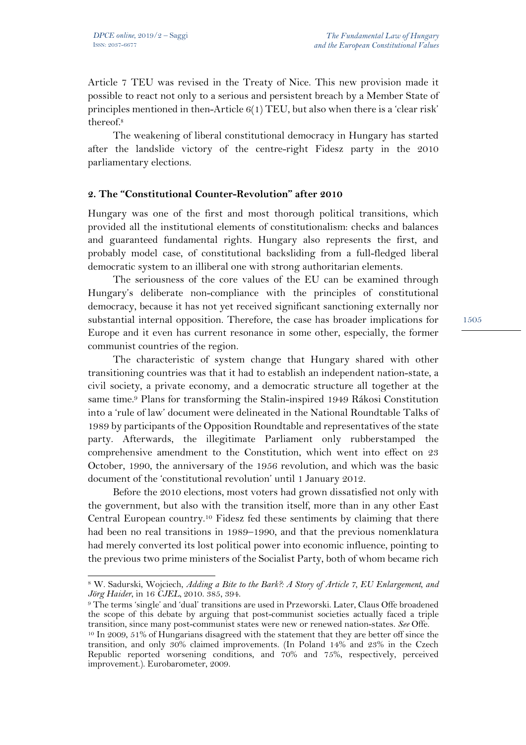Article 7 TEU was revised in the Treaty of Nice. This new provision made it possible to react not only to a serious and persistent breach by a Member State of principles mentioned in then-Article 6(1) TEU, but also when there is a 'clear risk' thereof.[8]

The weakening of liberal constitutional democracy in Hungary has started after the landslide victory of the centre-right Fidesz party in the 2010 parliamentary elections.

## 2. The "Constitutional Counter-Revolution" after 2010

Hungary was one of the first and most thorough political transitions, which provided all the institutional elements of constitutionalism: checks and balances and guaranteed fundamental rights. Hungary also represents the first, and probably model case, of constitutional backsliding from a full-fledged liberal democratic system to an illiberal one with strong authoritarian elements.

The seriousness of the core values of the EU can be examined through Hungary's deliberate non-compliance with the principles of constitutional democracy, because it has not yet received significant sanctioning externally nor substantial internal opposition. Therefore, the case has broader implications for Europe and it even has current resonance in some other, especially, the former communist countries of the region.

The characteristic of system change that Hungary shared with other transitioning countries was that it had to establish an independent nation-state, a civil society, a private economy, and a democratic structure all together at the same time.[9] Plans for transforming the Stalin-inspired 1949 Rákosi Constitution into a 'rule of law' document were delineated in the National Roundtable Talks of 1989 by participants of the Opposition Roundtable and representatives of the state party. Afterwards, the illegitimate Parliament only rubberstamped the comprehensive amendment to the Constitution, which went into effect on 23 October, 1990, the anniversary of the 1956 revolution, and which was the basic document of the 'constitutional revolution' until 1 January 2012.

Before the 2010 elections, most voters had grown dissatisfied not only with the government, but also with the transition itself, more than in any other East Central European country.[10] Fidesz fed these sentiments by claiming that there had been no real transitions in 1989–1990, and that the previous nomenklatura had merely converted its lost political power into economic influence, pointing to the previous two prime ministers of the Socialist Party, both of whom became rich

---

[8] W. Sadurski, Wojciech, *Adding a Bite to the Bark?: A Story of Article 7, EU Enlargement, and Jörg Haider*, in 16 *CJEL*, 2010. 385, 394.

[9] The terms 'single' and 'dual' transitions are used in Przeworski. Later, Claus Offe broadened the scope of this debate by arguing that post-communist societies actually faced a triple transition, since many post-communist states were new or renewed nation-states. *See* Offe.

[10] In 2009, 51% of Hungarians disagreed with the statement that they are better off since the transition, and only 30% claimed improvements. (In Poland 14% and 23% in the Czech Republic reported worsening conditions, and 70% and 75%, respectively, perceived improvement.). Eurobarometer, 2009.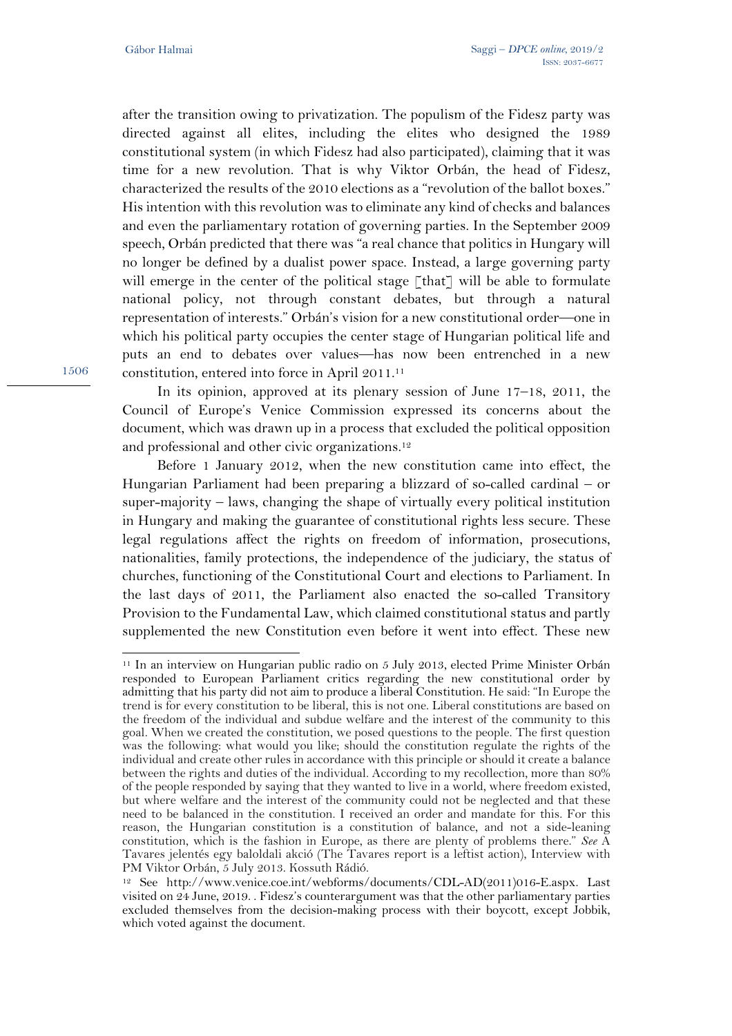after the transition owing to privatization. The populism of the Fidesz party was directed against all elites, including the elites who designed the 1989 constitutional system (in which Fidesz had also participated), claiming that it was time for a new revolution. That is why Viktor Orbán, the head of Fidesz, characterized the results of the 2010 elections as a "revolution of the ballot boxes." His intention with this revolution was to eliminate any kind of checks and balances and even the parliamentary rotation of governing parties. In the September 2009 speech, Orbán predicted that there was "a real chance that politics in Hungary will no longer be defined by a dualist power space. Instead, a large governing party will emerge in the center of the political stage [that] will be able to formulate national policy, not through constant debates, but through a natural representation of interests." Orbán's vision for a new constitutional order—one in which his political party occupies the center stage of Hungarian political life and puts an end to debates over values—has now been entrenched in a new constitution, entered into force in April 2011.[11]

In its opinion, approved at its plenary session of June 17–18, 2011, the Council of Europe's Venice Commission expressed its concerns about the document, which was drawn up in a process that excluded the political opposition and professional and other civic organizations.[12]

Before 1 January 2012, when the new constitution came into effect, the Hungarian Parliament had been preparing a blizzard of so-called cardinal – or super-majority – laws, changing the shape of virtually every political institution in Hungary and making the guarantee of constitutional rights less secure. These legal regulations affect the rights on freedom of information, prosecutions, nationalities, family protections, the independence of the judiciary, the status of churches, functioning of the Constitutional Court and elections to Parliament. In the last days of 2011, the Parliament also enacted the so-called Transitory Provision to the Fundamental Law, which claimed constitutional status and partly supplemented the new Constitution even before it went into effect. These new

---

[11] In an interview on Hungarian public radio on 5 July 2013, elected Prime Minister Orbán responded to European Parliament critics regarding the new constitutional order by admitting that his party did not aim to produce a liberal Constitution. He said: "In Europe the trend is for every constitution to be liberal, this is not one. Liberal constitutions are based on the freedom of the individual and subdue welfare and the interest of the community to this goal. When we created the constitution, we posed questions to the people. The first question was the following: what would you like; should the constitution regulate the rights of the individual and create other rules in accordance with this principle or should it create a balance between the rights and duties of the individual. According to my recollection, more than 80% of the people responded by saying that they wanted to live in a world, where freedom existed, but where welfare and the interest of the community could not be neglected and that these need to be balanced in the constitution. I received an order and mandate for this. For this reason, the Hungarian constitution is a constitution of balance, and not a side-leaning constitution, which is the fashion in Europe, as there are plenty of problems there." *See* A Tavares jelentés egy baloldali akció (The Tavares report is a leftist action), Interview with PM Viktor Orbán, 5 July 2013. Kossuth Rádió.

[12] See http://www.venice.coe.int/webforms/documents/CDL-AD(2011)016-E.aspx. Last visited on 24 June, 2019. . Fidesz's counterargument was that the other parliamentary parties excluded themselves from the decision-making process with their boycott, except Jobbik, which voted against the document.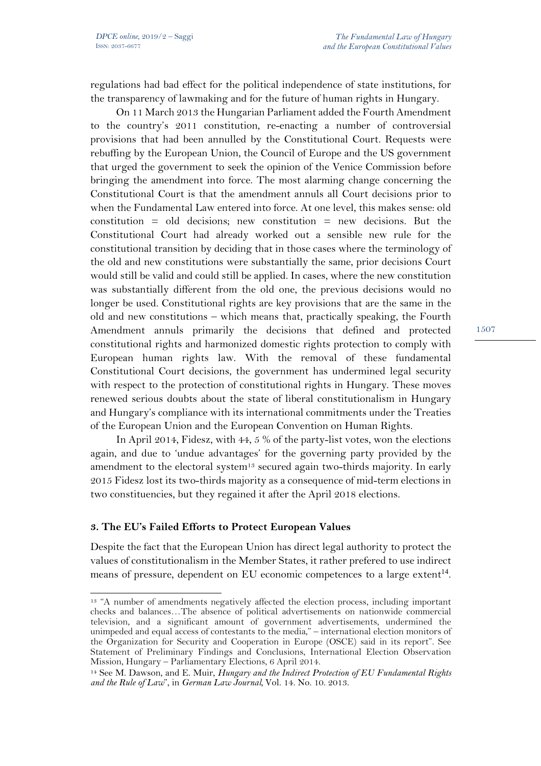regulations had bad effect for the political independence of state institutions, for the transparency of lawmaking and for the future of human rights in Hungary.

On 11 March 2013 the Hungarian Parliament added the Fourth Amendment to the country's 2011 constitution, re-enacting a number of controversial provisions that had been annulled by the Constitutional Court. Requests were rebuffing by the European Union, the Council of Europe and the US government that urged the government to seek the opinion of the Venice Commission before bringing the amendment into force. The most alarming change concerning the Constitutional Court is that the amendment annuls all Court decisions prior to when the Fundamental Law entered into force. At one level, this makes sense: old constitution = old decisions; new constitution = new decisions. But the Constitutional Court had already worked out a sensible new rule for the constitutional transition by deciding that in those cases where the terminology of the old and new constitutions were substantially the same, prior decisions Court would still be valid and could still be applied. In cases, where the new constitution was substantially different from the old one, the previous decisions would no longer be used. Constitutional rights are key provisions that are the same in the old and new constitutions – which means that, practically speaking, the Fourth Amendment annuls primarily the decisions that defined and protected constitutional rights and harmonized domestic rights protection to comply with European human rights law. With the removal of these fundamental Constitutional Court decisions, the government has undermined legal security with respect to the protection of constitutional rights in Hungary. These moves renewed serious doubts about the state of liberal constitutionalism in Hungary and Hungary's compliance with its international commitments under the Treaties of the European Union and the European Convention on Human Rights.

In April 2014, Fidesz, with 44, 5 % of the party-list votes, won the elections again, and due to 'undue advantages' for the governing party provided by the amendment to the electoral system[13] secured again two-thirds majority. In early 2015 Fidesz lost its two-thirds majority as a consequence of mid-term elections in two constituencies, but they regained it after the April 2018 elections.

### 3. The EU's Failed Efforts to Protect European Values

Despite the fact that the European Union has direct legal authority to protect the values of constitutionalism in the Member States, it rather prefered to use indirect means of pressure, dependent on EU economic competences to a large extent[14].

---

[13] "A number of amendments negatively affected the election process, including important checks and balances…The absence of political advertisements on nationwide commercial television, and a significant amount of government advertisements, undermined the unimpeded and equal access of contestants to the media," – international election monitors of the Organization for Security and Cooperation in Europe (OSCE) said in its report". See Statement of Preliminary Findings and Conclusions, International Election Observation Mission, Hungary – Parliamentary Elections, 6 April 2014.

[14] See M. Dawson, and E. Muir, *Hungary and the Indirect Protection of EU Fundamental Rights and the Rule of Law*", in *German Law Journal*, Vol. 14. No. 10. 2013.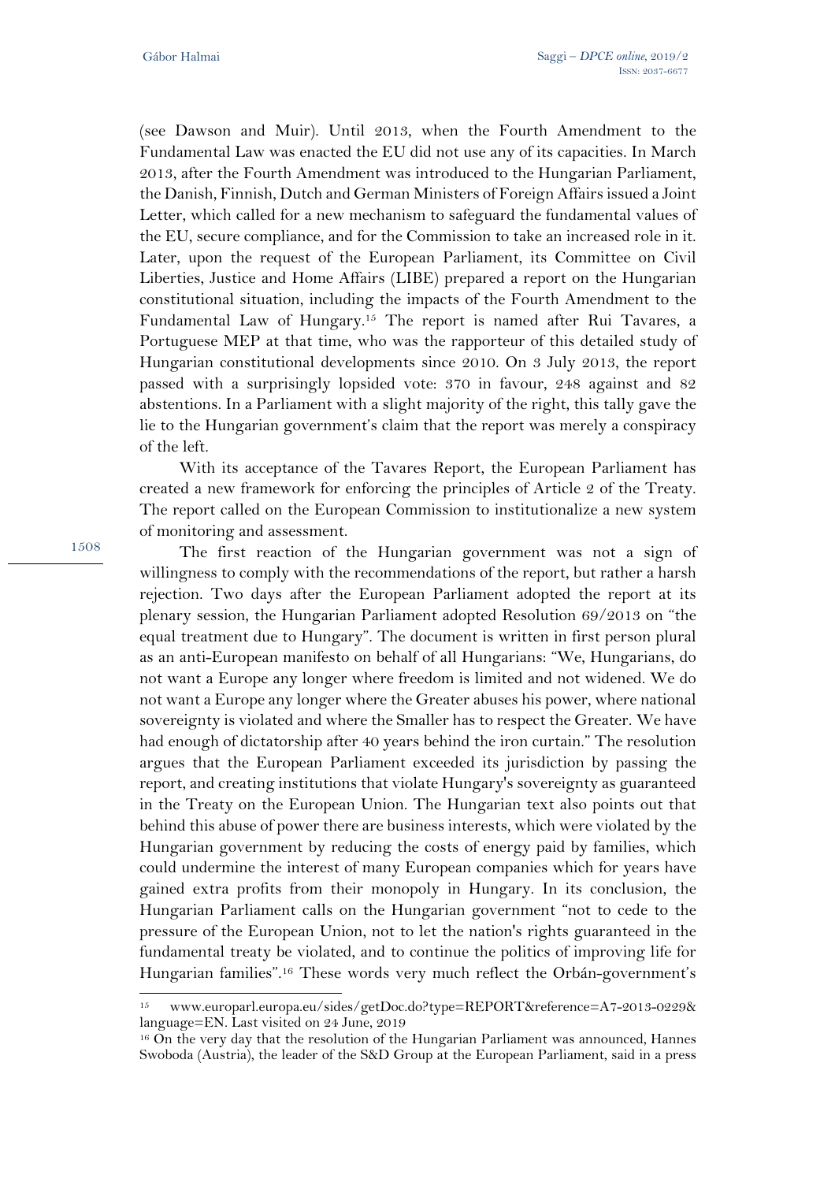(see Dawson and Muir). Until 2013, when the Fourth Amendment to the Fundamental Law was enacted the EU did not use any of its capacities. In March 2013, after the Fourth Amendment was introduced to the Hungarian Parliament, the Danish, Finnish, Dutch and German Ministers of Foreign Affairs issued a Joint Letter, which called for a new mechanism to safeguard the fundamental values of the EU, secure compliance, and for the Commission to take an increased role in it. Later, upon the request of the European Parliament, its Committee on Civil Liberties, Justice and Home Affairs (LIBE) prepared a report on the Hungarian constitutional situation, including the impacts of the Fourth Amendment to the Fundamental Law of Hungary.[15] The report is named after Rui Tavares, a Portuguese MEP at that time, who was the rapporteur of this detailed study of Hungarian constitutional developments since 2010. On 3 July 2013, the report passed with a surprisingly lopsided vote: 370 in favour, 248 against and 82 abstentions. In a Parliament with a slight majority of the right, this tally gave the lie to the Hungarian government's claim that the report was merely a conspiracy of the left.

With its acceptance of the Tavares Report, the European Parliament has created a new framework for enforcing the principles of Article 2 of the Treaty. The report called on the European Commission to institutionalize a new system of monitoring and assessment.

The first reaction of the Hungarian government was not a sign of willingness to comply with the recommendations of the report, but rather a harsh rejection. Two days after the European Parliament adopted the report at its plenary session, the Hungarian Parliament adopted Resolution 69/2013 on "the equal treatment due to Hungary". The document is written in first person plural as an anti-European manifesto on behalf of all Hungarians: "We, Hungarians, do not want a Europe any longer where freedom is limited and not widened. We do not want a Europe any longer where the Greater abuses his power, where national sovereignty is violated and where the Smaller has to respect the Greater. We have had enough of dictatorship after 40 years behind the iron curtain." The resolution argues that the European Parliament exceeded its jurisdiction by passing the report, and creating institutions that violate Hungary's sovereignty as guaranteed in the Treaty on the European Union. The Hungarian text also points out that behind this abuse of power there are business interests, which were violated by the Hungarian government by reducing the costs of energy paid by families, which could undermine the interest of many European companies which for years have gained extra profits from their monopoly in Hungary. In its conclusion, the Hungarian Parliament calls on the Hungarian government "not to cede to the pressure of the European Union, not to let the nation's rights guaranteed in the fundamental treaty be violated, and to continue the politics of improving life for Hungarian families".[16] These words very much reflect the Orbán-government's

---

[15] www.europarl.europa.eu/sides/getDoc.do?type=REPORT&reference=A7-2013-0229&language=EN. Last visited on 24 June, 2019

[16] On the very day that the resolution of the Hungarian Parliament was announced, Hannes Swoboda (Austria), the leader of the S&D Group at the European Parliament, said in a press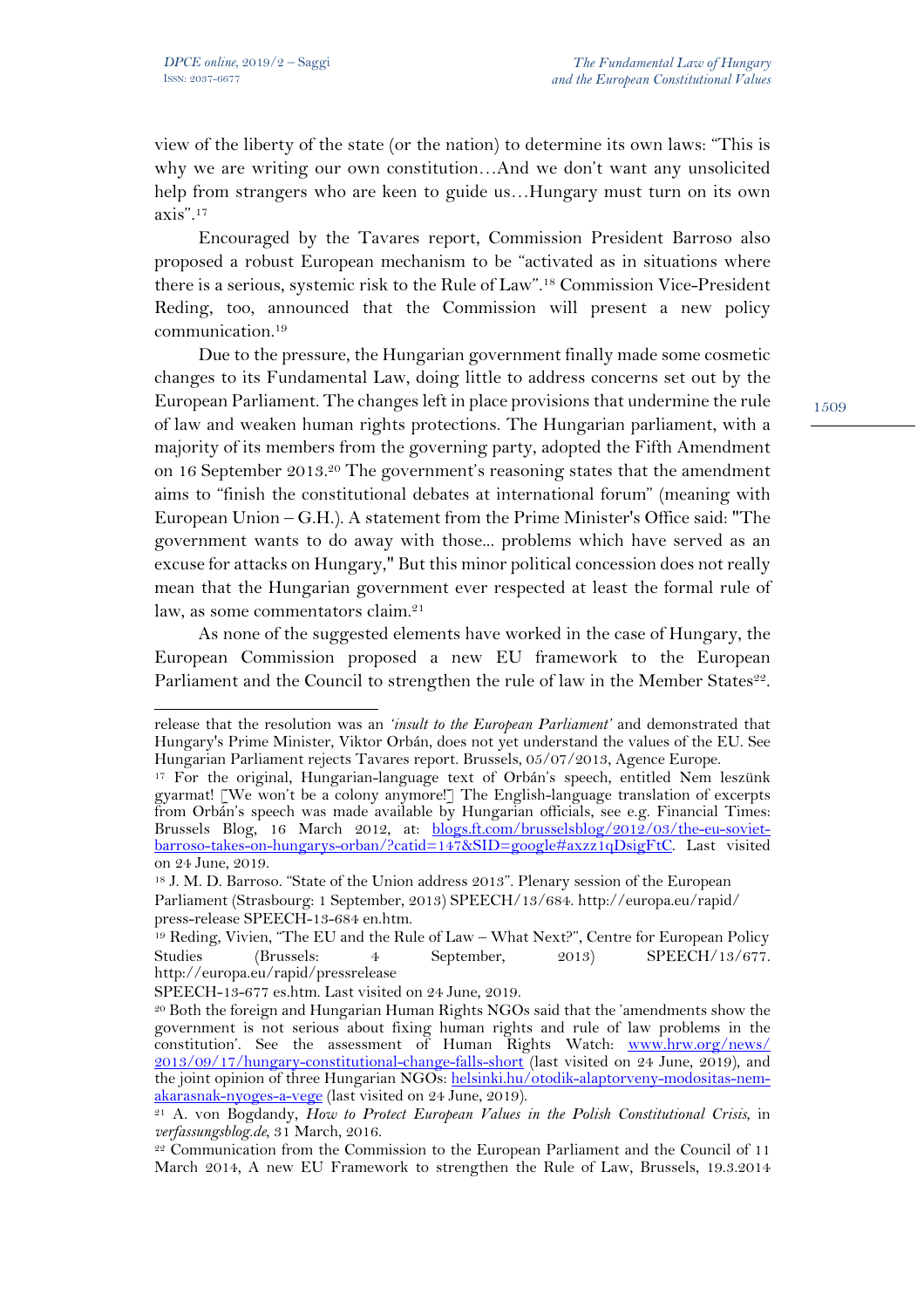view of the liberty of the state (or the nation) to determine its own laws: "This is why we are writing our own constitution…And we don't want any unsolicited help from strangers who are keen to guide us…Hungary must turn on its own axis".[17]

Encouraged by the Tavares report, Commission President Barroso also proposed a robust European mechanism to be "activated as in situations where there is a serious, systemic risk to the Rule of Law".[18] Commission Vice-President Reding, too, announced that the Commission will present a new policy communication.[19]

Due to the pressure, the Hungarian government finally made some cosmetic changes to its Fundamental Law, doing little to address concerns set out by the European Parliament. The changes left in place provisions that undermine the rule of law and weaken human rights protections. The Hungarian parliament, with a majority of its members from the governing party, adopted the Fifth Amendment on 16 September 2013.[20] The government's reasoning states that the amendment aims to "finish the constitutional debates at international forum" (meaning with European Union – G.H.). A statement from the Prime Minister's Office said: "The government wants to do away with those... problems which have served as an excuse for attacks on Hungary," But this minor political concession does not really mean that the Hungarian government ever respected at least the formal rule of law, as some commentators claim.[21]

As none of the suggested elements have worked in the case of Hungary, the European Commission proposed a new EU framework to the European Parliament and the Council to strengthen the rule of law in the Member States[22].

---

release that the resolution was an *'insult to the European Parliament'* and demonstrated that Hungary's Prime Minister, Viktor Orbán, does not yet understand the values of the EU. See Hungarian Parliament rejects Tavares report. Brussels, 05/07/2013, Agence Europe.

[17] For the original, Hungarian-language text of Orbán's speech, entitled Nem leszünk gyarmat! [We won't be a colony anymore!] The English-language translation of excerpts from Orbán's speech was made available by Hungarian officials, see e.g. Financial Times: Brussels Blog, 16 March 2012, at: blogs.ft.com/brusselsblog/2012/03/the-eu-soviet-barroso-takes-on-hungarys-orban/?catid=147&SID=google#axzz1qDsigFtC. Last visited on 24 June, 2019.

[18] J. M. D. Barroso. "State of the Union address 2013". Plenary session of the European Parliament (Strasbourg: 1 September, 2013) SPEECH/13/684. http://europa.eu/rapid/ press-release SPEECH-13-684 en.htm.

[19] Reding, Vivien, "The EU and the Rule of Law – What Next?", Centre for European Policy Studies (Brussels: 4 September, 2013) SPEECH/13/677. http://europa.eu/rapid/pressrelease SPEECH-13-677 es.htm. Last visited on 24 June, 2019.

[20] Both the foreign and Hungarian Human Rights NGOs said that the 'amendments show the government is not serious about fixing human rights and rule of law problems in the constitution'. See the assessment of Human Rights Watch: www.hrw.org/news/ 2013/09/17/hungary-constitutional-change-falls-short (last visited on 24 June, 2019), and the joint opinion of three Hungarian NGOs: helsinki.hu/otodik-alaptorveny-modositas-nem-akarasnak-nyoges-a-vege (last visited on 24 June, 2019).

[21] A. von Bogdandy, *How to Protect European Values in the Polish Constitutional Crisis*, in *verfassungsblog.de*, 31 March, 2016.

[22] Communication from the Commission to the European Parliament and the Council of 11 March 2014, A new EU Framework to strengthen the Rule of Law, Brussels, 19.3.2014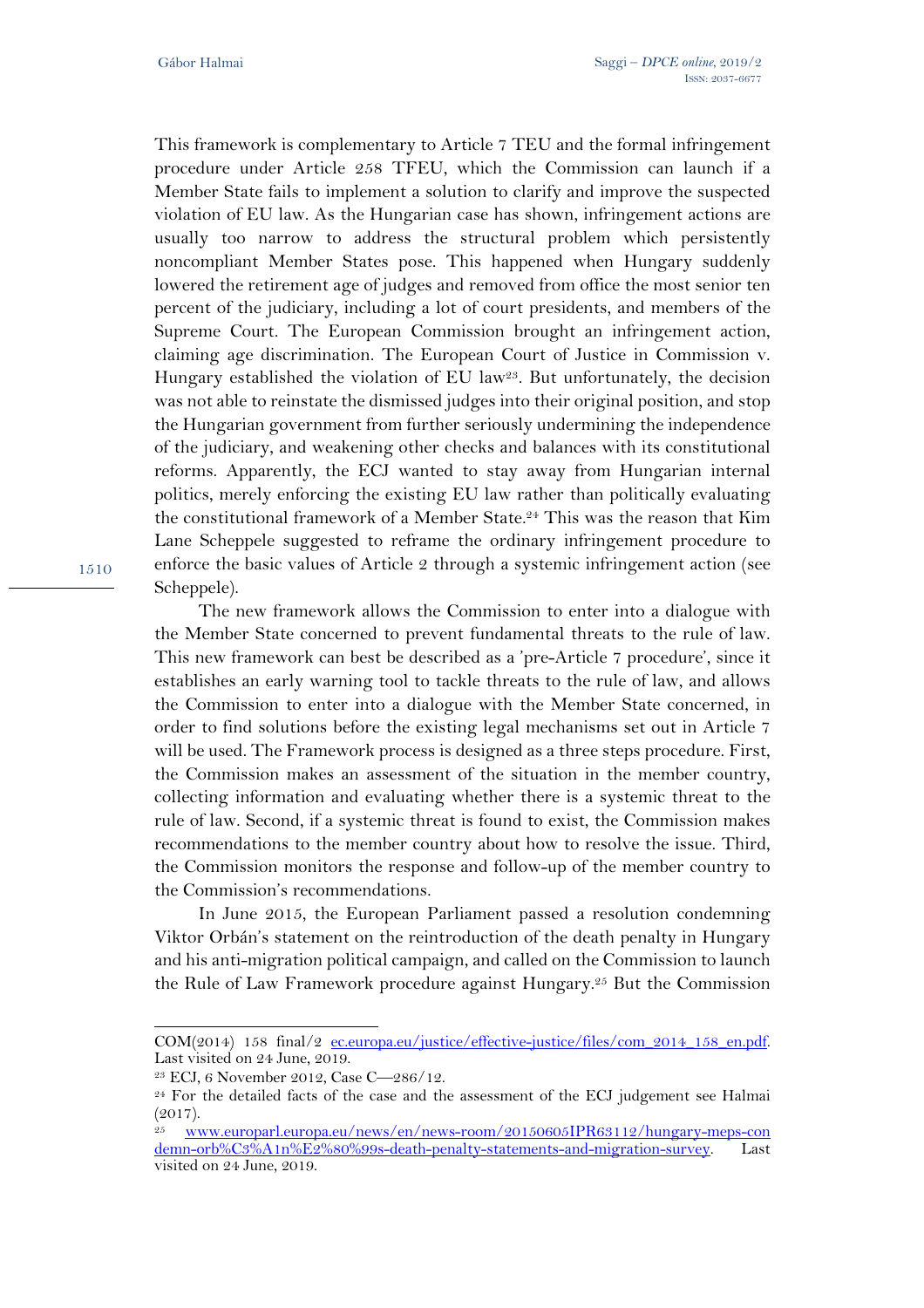This framework is complementary to Article 7 TEU and the formal infringement procedure under Article 258 TFEU, which the Commission can launch if a Member State fails to implement a solution to clarify and improve the suspected violation of EU law. As the Hungarian case has shown, infringement actions are usually too narrow to address the structural problem which persistently noncompliant Member States pose. This happened when Hungary suddenly lowered the retirement age of judges and removed from office the most senior ten percent of the judiciary, including a lot of court presidents, and members of the Supreme Court. The European Commission brought an infringement action, claiming age discrimination. The European Court of Justice in Commission v. Hungary established the violation of EU law[23]. But unfortunately, the decision was not able to reinstate the dismissed judges into their original position, and stop the Hungarian government from further seriously undermining the independence of the judiciary, and weakening other checks and balances with its constitutional reforms. Apparently, the ECJ wanted to stay away from Hungarian internal politics, merely enforcing the existing EU law rather than politically evaluating the constitutional framework of a Member State.[24] This was the reason that Kim Lane Scheppele suggested to reframe the ordinary infringement procedure to enforce the basic values of Article 2 through a systemic infringement action (see Scheppele).

The new framework allows the Commission to enter into a dialogue with the Member State concerned to prevent fundamental threats to the rule of law. This new framework can best be described as a 'pre-Article 7 procedure', since it establishes an early warning tool to tackle threats to the rule of law, and allows the Commission to enter into a dialogue with the Member State concerned, in order to find solutions before the existing legal mechanisms set out in Article 7 will be used. The Framework process is designed as a three steps procedure. First, the Commission makes an assessment of the situation in the member country, collecting information and evaluating whether there is a systemic threat to the rule of law. Second, if a systemic threat is found to exist, the Commission makes recommendations to the member country about how to resolve the issue. Third, the Commission monitors the response and follow-up of the member country to the Commission's recommendations.

In June 2015, the European Parliament passed a resolution condemning Viktor Orbán's statement on the reintroduction of the death penalty in Hungary and his anti-migration political campaign, and called on the Commission to launch the Rule of Law Framework procedure against Hungary.[25] But the Commission

---

COM(2014) 158 final/2 ec.europa.eu/justice/effective-justice/files/com_2014_158_en.pdf. Last visited on 24 June, 2019.

[23] ECJ, 6 November 2012, Case C—286/12.

[24] For the detailed facts of the case and the assessment of the ECJ judgement see Halmai (2017).

[25] www.europarl.europa.eu/news/en/news-room/20150605IPR63112/hungary-meps-condemn-orb%C3%A1n%E2%80%99s-death-penalty-statements-and-migration-survey. Last visited on 24 June, 2019.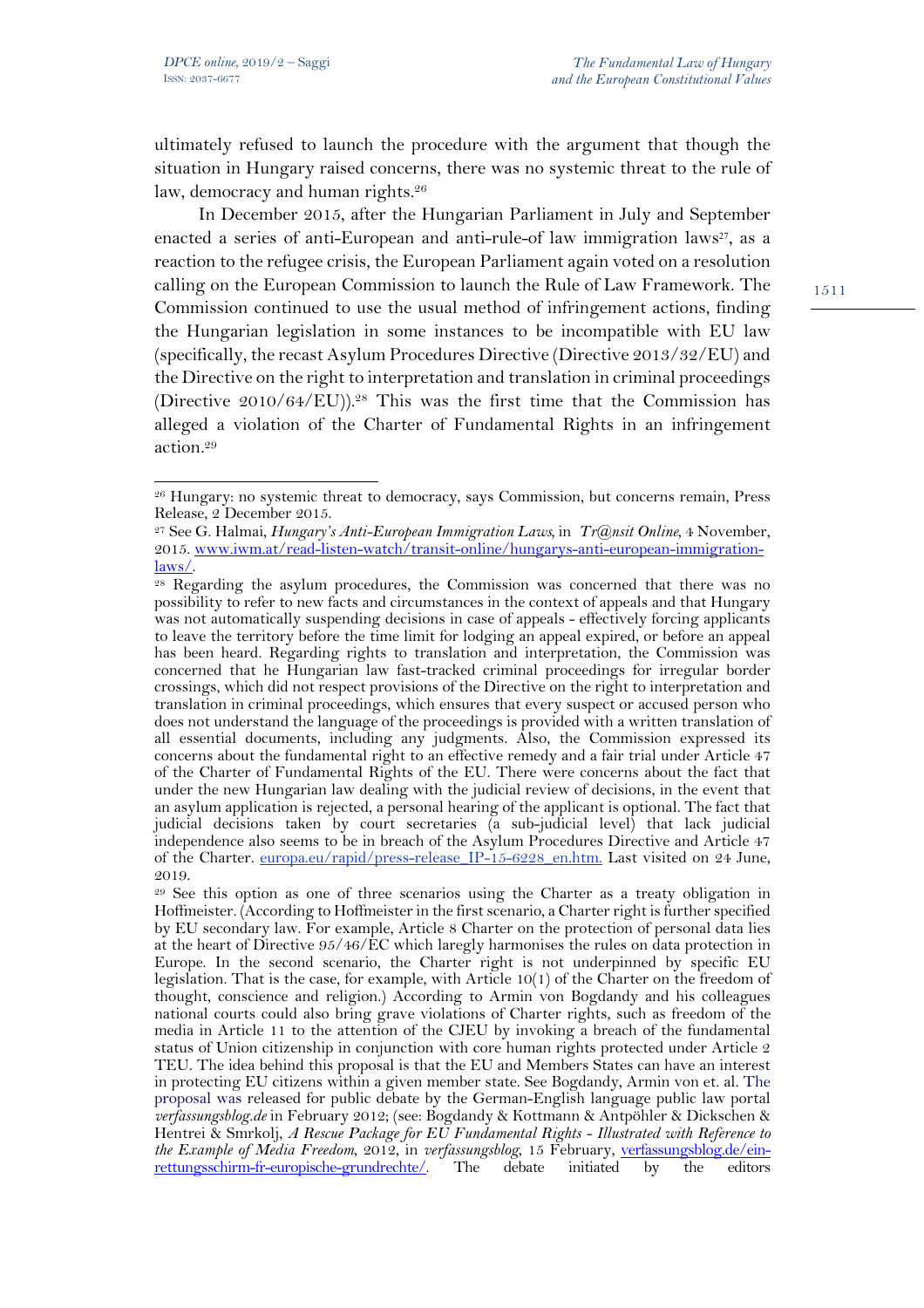ultimately refused to launch the procedure with the argument that though the situation in Hungary raised concerns, there was no systemic threat to the rule of law, democracy and human rights.[26]

In December 2015, after the Hungarian Parliament in July and September enacted a series of anti-European and anti-rule-of law immigration laws[27], as a reaction to the refugee crisis, the European Parliament again voted on a resolution calling on the European Commission to launch the Rule of Law Framework. The Commission continued to use the usual method of infringement actions, finding the Hungarian legislation in some instances to be incompatible with EU law (specifically, the recast Asylum Procedures Directive (Directive 2013/32/EU) and the Directive on the right to interpretation and translation in criminal proceedings (Directive 2010/64/EU)).[28] This was the first time that the Commission has alleged a violation of the Charter of Fundamental Rights in an infringement action.[29]

---

[26] Hungary: no systemic threat to democracy, says Commission, but concerns remain, Press Release, 2 December 2015.

[27] See G. Halmai, *Hungary's Anti-European Immigration Laws*, in *Tr@nsit Online*, 4 November, 2015. www.iwm.at/read-listen-watch/transit-online/hungarys-anti-european-immigration-laws/.

[28] Regarding the asylum procedures, the Commission was concerned that there was no possibility to refer to new facts and circumstances in the context of appeals and that Hungary was not automatically suspending decisions in case of appeals - effectively forcing applicants to leave the territory before the time limit for lodging an appeal expired, or before an appeal has been heard. Regarding rights to translation and interpretation, the Commission was concerned that he Hungarian law fast-tracked criminal proceedings for irregular border crossings, which did not respect provisions of the Directive on the right to interpretation and translation in criminal proceedings, which ensures that every suspect or accused person who does not understand the language of the proceedings is provided with a written translation of all essential documents, including any judgments. Also, the Commission expressed its concerns about the fundamental right to an effective remedy and a fair trial under Article 47 of the Charter of Fundamental Rights of the EU. There were concerns about the fact that under the new Hungarian law dealing with the judicial review of decisions, in the event that an asylum application is rejected, a personal hearing of the applicant is optional. The fact that judicial decisions taken by court secretaries (a sub-judicial level) that lack judicial independence also seems to be in breach of the Asylum Procedures Directive and Article 47 of the Charter. europa.eu/rapid/press-release_IP-15-6228_en.htm. Last visited on 24 June, 2019.

[29] See this option as one of three scenarios using the Charter as a treaty obligation in Hoffmeister. (According to Hoffmeister in the first scenario, a Charter right is further specified by EU secondary law. For example, Article 8 Charter on the protection of personal data lies at the heart of Directive 95/46/EC which laregly harmonises the rules on data protection in Europe. In the second scenario, the Charter right is not underpinned by specific EU legislation. That is the case, for example, with Article 10(1) of the Charter on the freedom of thought, conscience and religion.) According to Armin von Bogdandy and his colleagues national courts could also bring grave violations of Charter rights, such as freedom of the media in Article 11 to the attention of the CJEU by invoking a breach of the fundamental status of Union citizenship in conjunction with core human rights protected under Article 2 TEU. The idea behind this proposal is that the EU and Members States can have an interest in protecting EU citizens within a given member state. See Bogdandy, Armin von et. al. The proposal was released for public debate by the German-English language public law portal *verfassungsblog.de* in February 2012; (see: Bogdandy & Kottmann & Antpöhler & Dickschen & Hentrei & Smrkolj, *A Rescue Package for EU Fundamental Rights - Illustrated with Reference to the Example of Media Freedom*, 2012, in *verfassungsblog*, 15 February, verfassungsblog.de/ein-rettungsschirm-fr-europische-grundrechte/. The debate initiated by the editors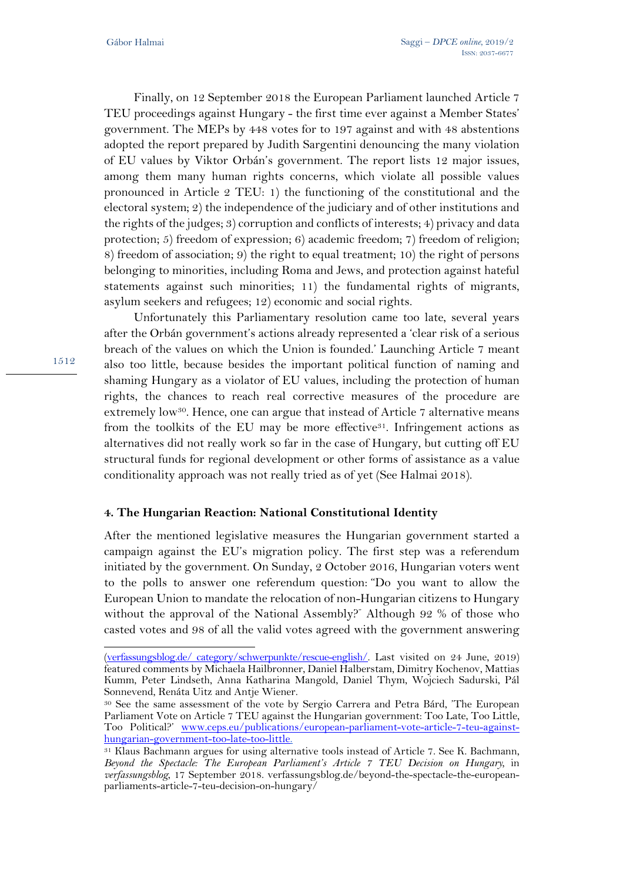Finally, on 12 September 2018 the European Parliament launched Article 7 TEU proceedings against Hungary - the first time ever against a Member States' government. The MEPs by 448 votes for to 197 against and with 48 abstentions adopted the report prepared by Judith Sargentini denouncing the many violation of EU values by Viktor Orbán's government. The report lists 12 major issues, among them many human rights concerns, which violate all possible values pronounced in Article 2 TEU: 1) the functioning of the constitutional and the electoral system; 2) the independence of the judiciary and of other institutions and the rights of the judges; 3) corruption and conflicts of interests; 4) privacy and data protection; 5) freedom of expression; 6) academic freedom; 7) freedom of religion; 8) freedom of association; 9) the right to equal treatment; 10) the right of persons belonging to minorities, including Roma and Jews, and protection against hateful statements against such minorities; 11) the fundamental rights of migrants, asylum seekers and refugees; 12) economic and social rights.

Unfortunately this Parliamentary resolution came too late, several years after the Orbán government's actions already represented a 'clear risk of a serious breach of the values on which the Union is founded.' Launching Article 7 meant also too little, because besides the important political function of naming and shaming Hungary as a violator of EU values, including the protection of human rights, the chances to reach real corrective measures of the procedure are extremely low[30]. Hence, one can argue that instead of Article 7 alternative means from the toolkits of the EU may be more effective[31]. Infringement actions as alternatives did not really work so far in the case of Hungary, but cutting off EU structural funds for regional development or other forms of assistance as a value conditionality approach was not really tried as of yet (See Halmai 2018).

#### 4. The Hungarian Reaction: National Constitutional Identity

After the mentioned legislative measures the Hungarian government started a campaign against the EU's migration policy. The first step was a referendum initiated by the government. On Sunday, 2 October 2016, Hungarian voters went to the polls to answer one referendum question: "Do you want to allow the European Union to mandate the relocation of non-Hungarian citizens to Hungary without the approval of the National Assembly?" Although 92 % of those who casted votes and 98 of all the valid votes agreed with the government answering

---

(verfassungsblog.de/ category/schwerpunkte/rescue-english/. Last visited on 24 June, 2019) featured comments by Michaela Hailbronner, Daniel Halberstam, Dimitry Kochenov, Mattias Kumm, Peter Lindseth, Anna Katharina Mangold, Daniel Thym, Wojciech Sadurski, Pál Sonnevend, Renáta Uitz and Antje Wiener.

[30] See the same assessment of the vote by Sergio Carrera and Petra Bárd, 'The European Parliament Vote on Article 7 TEU against the Hungarian government: Too Late, Too Little, Too Political?' www.ceps.eu/publications/european-parliament-vote-article-7-teu-against-hungarian-government-too-late-too-little.

[31] Klaus Bachmann argues for using alternative tools instead of Article 7. See K. Bachmann, *Beyond the Spectacle: The European Parliament's Article 7 TEU Decision on Hungary*, in *verfassungsblog*, 17 September 2018. verfassungsblog.de/beyond-the-spectacle-the-european-parliaments-article-7-teu-decision-on-hungary/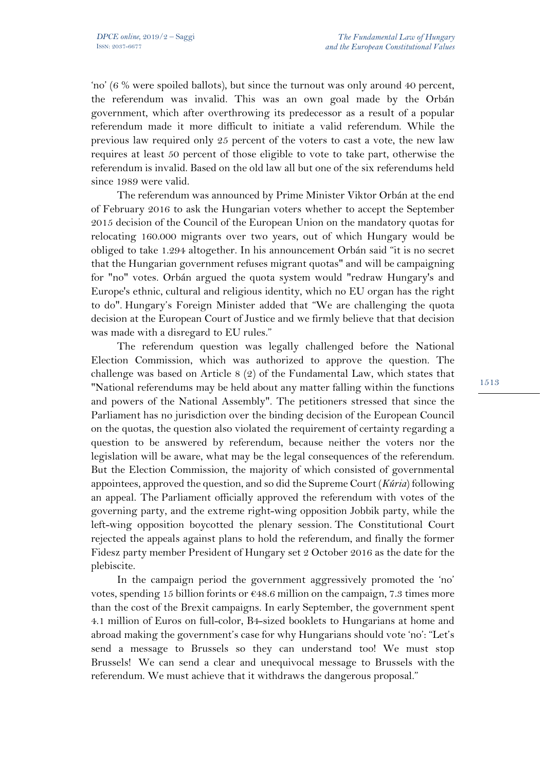'no' (6 % were spoiled ballots), but since the turnout was only around 40 percent, the referendum was invalid. This was an own goal made by the Orbán government, which after overthrowing its predecessor as a result of a popular referendum made it more difficult to initiate a valid referendum. While the previous law required only 25 percent of the voters to cast a vote, the new law requires at least 50 percent of those eligible to vote to take part, otherwise the referendum is invalid. Based on the old law all but one of the six referendums held since 1989 were valid.

The referendum was announced by Prime Minister Viktor Orbán at the end of February 2016 to ask the Hungarian voters whether to accept the September 2015 decision of the Council of the European Union on the mandatory quotas for relocating 160.000 migrants over two years, out of which Hungary would be obliged to take 1.294 altogether. In his announcement Orbán said "it is no secret that the Hungarian government refuses migrant quotas" and will be campaigning for "no" votes. Orbán argued the quota system would "redraw Hungary's and Europe's ethnic, cultural and religious identity, which no EU organ has the right to do". Hungary's Foreign Minister added that "We are challenging the quota decision at the European Court of Justice and we firmly believe that that decision was made with a disregard to EU rules."

The referendum question was legally challenged before the National Election Commission, which was authorized to approve the question. The challenge was based on Article 8 (2) of the Fundamental Law, which states that "National referendums may be held about any matter falling within the functions and powers of the National Assembly". The petitioners stressed that since the Parliament has no jurisdiction over the binding decision of the European Council on the quotas, the question also violated the requirement of certainty regarding a question to be answered by referendum, because neither the voters nor the legislation will be aware, what may be the legal consequences of the referendum. But the Election Commission, the majority of which consisted of governmental appointees, approved the question, and so did the Supreme Court (*Kúria*) following an appeal. The Parliament officially approved the referendum with votes of the governing party, and the extreme right-wing opposition Jobbik party, while the left-wing opposition boycotted the plenary session. The Constitutional Court rejected the appeals against plans to hold the referendum, and finally the former Fidesz party member President of Hungary set 2 October 2016 as the date for the plebiscite.

In the campaign period the government aggressively promoted the 'no' votes, spending 15 billion forints or €48.6 million on the campaign, 7.3 times more than the cost of the Brexit campaigns. In early September, the government spent 4.1 million of Euros on full-color, B4-sized booklets to Hungarians at home and abroad making the government's case for why Hungarians should vote 'no': "Let's send a message to Brussels so they can understand too! We must stop Brussels! We can send a clear and unequivocal message to Brussels with the referendum. We must achieve that it withdraws the dangerous proposal."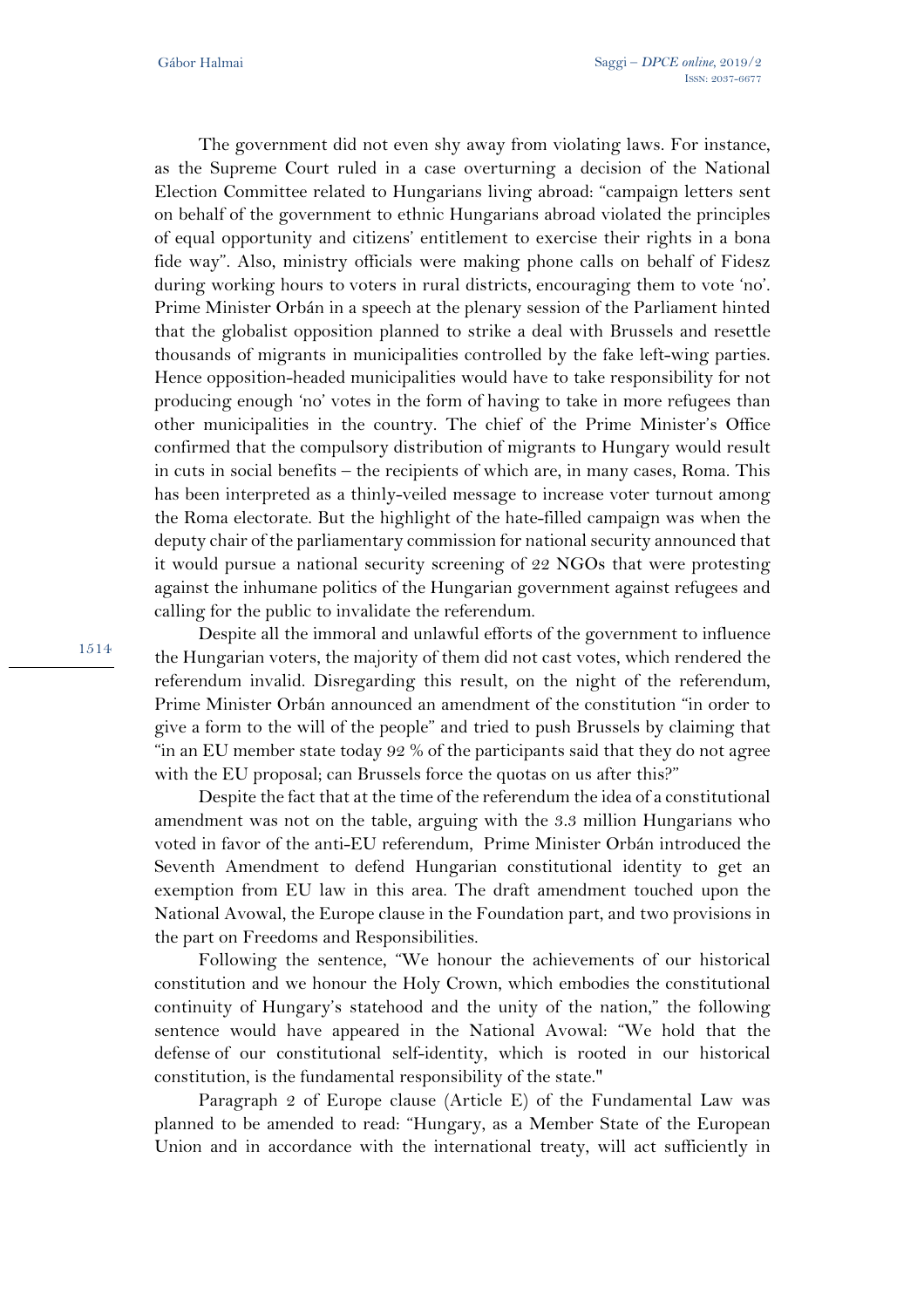The government did not even shy away from violating laws. For instance, as the Supreme Court ruled in a case overturning a decision of the National Election Committee related to Hungarians living abroad: "campaign letters sent on behalf of the government to ethnic Hungarians abroad violated the principles of equal opportunity and citizens' entitlement to exercise their rights in a bona fide way". Also, ministry officials were making phone calls on behalf of Fidesz during working hours to voters in rural districts, encouraging them to vote 'no'. Prime Minister Orbán in a speech at the plenary session of the Parliament hinted that the globalist opposition planned to strike a deal with Brussels and resettle thousands of migrants in municipalities controlled by the fake left-wing parties. Hence opposition-headed municipalities would have to take responsibility for not producing enough 'no' votes in the form of having to take in more refugees than other municipalities in the country. The chief of the Prime Minister's Office confirmed that the compulsory distribution of migrants to Hungary would result in cuts in social benefits – the recipients of which are, in many cases, Roma. This has been interpreted as a thinly-veiled message to increase voter turnout among the Roma electorate. But the highlight of the hate-filled campaign was when the deputy chair of the parliamentary commission for national security announced that it would pursue a national security screening of 22 NGOs that were protesting against the inhumane politics of the Hungarian government against refugees and calling for the public to invalidate the referendum.

Despite all the immoral and unlawful efforts of the government to influence the Hungarian voters, the majority of them did not cast votes, which rendered the referendum invalid. Disregarding this result, on the night of the referendum, Prime Minister Orbán announced an amendment of the constitution "in order to give a form to the will of the people" and tried to push Brussels by claiming that "in an EU member state today 92 % of the participants said that they do not agree with the EU proposal; can Brussels force the quotas on us after this?"

Despite the fact that at the time of the referendum the idea of a constitutional amendment was not on the table, arguing with the 3.3 million Hungarians who voted in favor of the anti-EU referendum, Prime Minister Orbán introduced the Seventh Amendment to defend Hungarian constitutional identity to get an exemption from EU law in this area. The draft amendment touched upon the National Avowal, the Europe clause in the Foundation part, and two provisions in the part on Freedoms and Responsibilities.

Following the sentence, "We honour the achievements of our historical constitution and we honour the Holy Crown, which embodies the constitutional continuity of Hungary's statehood and the unity of the nation," the following sentence would have appeared in the National Avowal: "We hold that the defense of our constitutional self-identity, which is rooted in our historical constitution, is the fundamental responsibility of the state."

Paragraph 2 of Europe clause (Article E) of the Fundamental Law was planned to be amended to read: "Hungary, as a Member State of the European Union and in accordance with the international treaty, will act sufficiently in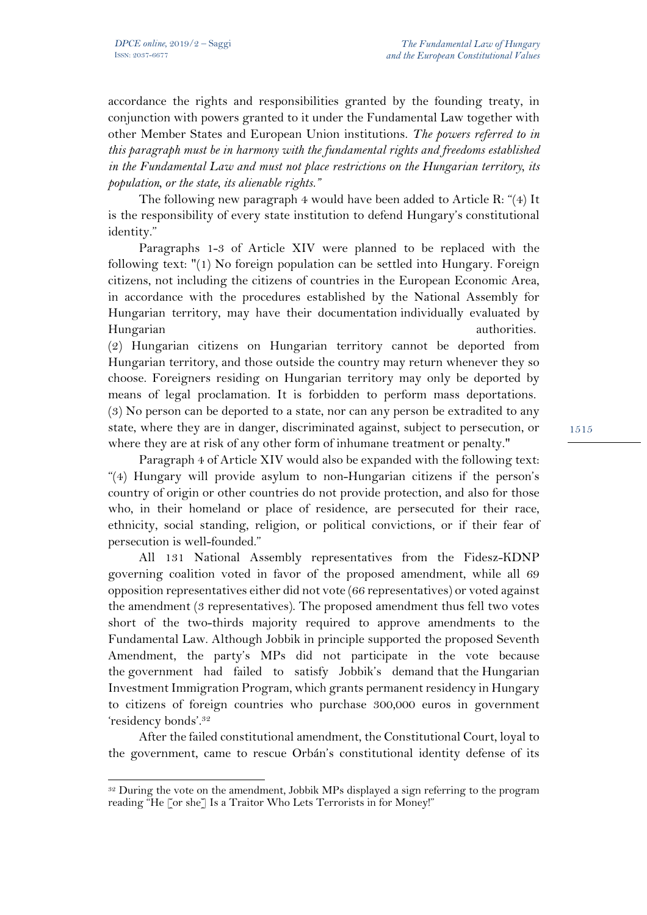accordance the rights and responsibilities granted by the founding treaty, in conjunction with powers granted to it under the Fundamental Law together with other Member States and European Union institutions. *The powers referred to in this paragraph must be in harmony with the fundamental rights and freedoms established in the Fundamental Law and must not place restrictions on the Hungarian territory, its population, or the state, its alienable rights."*

The following new paragraph 4 would have been added to Article R: "(4) It is the responsibility of every state institution to defend Hungary's constitutional identity."

Paragraphs 1-3 of Article XIV were planned to be replaced with the following text: "(1) No foreign population can be settled into Hungary. Foreign citizens, not including the citizens of countries in the European Economic Area, in accordance with the procedures established by the National Assembly for Hungarian territory, may have their documentation individually evaluated by Hungarian authorities.
(2) Hungarian citizens on Hungarian territory cannot be deported from Hungarian territory, and those outside the country may return whenever they so choose. Foreigners residing on Hungarian territory may only be deported by means of legal proclamation. It is forbidden to perform mass deportations.
(3) No person can be deported to a state, nor can any person be extradited to any state, where they are in danger, discriminated against, subject to persecution, or where they are at risk of any other form of inhumane treatment or penalty."

Paragraph 4 of Article XIV would also be expanded with the following text: "(4) Hungary will provide asylum to non-Hungarian citizens if the person's country of origin or other countries do not provide protection, and also for those who, in their homeland or place of residence, are persecuted for their race, ethnicity, social standing, religion, or political convictions, or if their fear of persecution is well-founded."

All 131 National Assembly representatives from the Fidesz-KDNP governing coalition voted in favor of the proposed amendment, while all 69 opposition representatives either did not vote (66 representatives) or voted against the amendment (3 representatives). The proposed amendment thus fell two votes short of the two-thirds majority required to approve amendments to the Fundamental Law. Although Jobbik in principle supported the proposed Seventh Amendment, the party's MPs did not participate in the vote because the government had failed to satisfy Jobbik's demand that the Hungarian Investment Immigration Program, which grants permanent residency in Hungary to citizens of foreign countries who purchase 300,000 euros in government 'residency bonds'.[32]

After the failed constitutional amendment, the Constitutional Court, loyal to the government, came to rescue Orbán's constitutional identity defense of its

---

[32] During the vote on the amendment, Jobbik MPs displayed a sign referring to the program reading "He [or she] Is a Traitor Who Lets Terrorists in for Money!"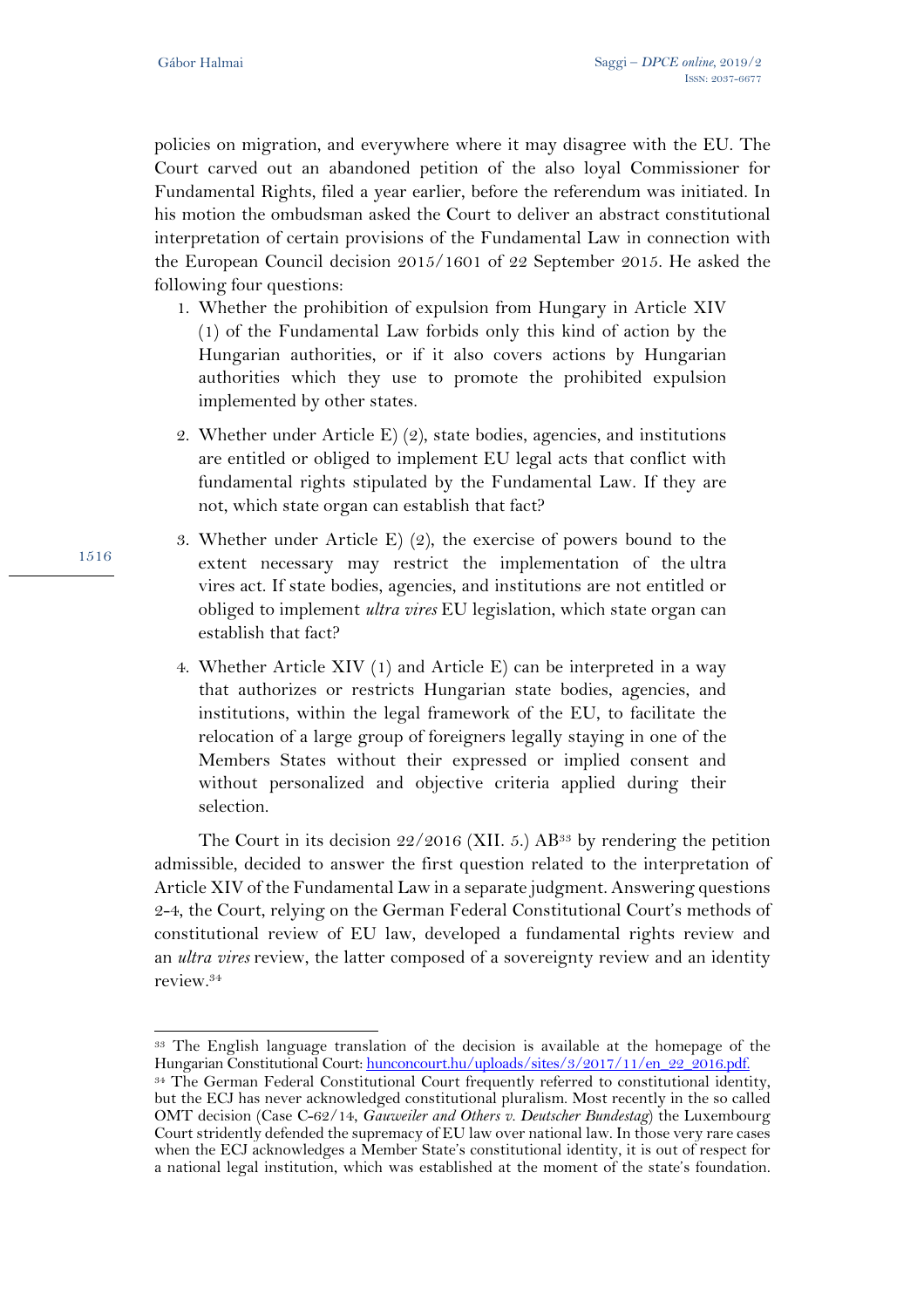policies on migration, and everywhere where it may disagree with the EU. The Court carved out an abandoned petition of the also loyal Commissioner for Fundamental Rights, filed a year earlier, before the referendum was initiated. In his motion the ombudsman asked the Court to deliver an abstract constitutional interpretation of certain provisions of the Fundamental Law in connection with the European Council decision 2015/1601 of 22 September 2015. He asked the following four questions:

1. Whether the prohibition of expulsion from Hungary in Article XIV (1) of the Fundamental Law forbids only this kind of action by the Hungarian authorities, or if it also covers actions by Hungarian authorities which they use to promote the prohibited expulsion implemented by other states.
2. Whether under Article E) (2), state bodies, agencies, and institutions are entitled or obliged to implement EU legal acts that conflict with fundamental rights stipulated by the Fundamental Law. If they are not, which state organ can establish that fact?
3. Whether under Article E) (2), the exercise of powers bound to the extent necessary may restrict the implementation of the ultra vires act. If state bodies, agencies, and institutions are not entitled or obliged to implement *ultra vires* EU legislation, which state organ can establish that fact?
4. Whether Article XIV (1) and Article E) can be interpreted in a way that authorizes or restricts Hungarian state bodies, agencies, and institutions, within the legal framework of the EU, to facilitate the relocation of a large group of foreigners legally staying in one of the Members States without their expressed or implied consent and without personalized and objective criteria applied during their selection.

The Court in its decision 22/2016 (XII. 5.) AB[33] by rendering the petition admissible, decided to answer the first question related to the interpretation of Article XIV of the Fundamental Law in a separate judgment. Answering questions 2-4, the Court, relying on the German Federal Constitutional Court's methods of constitutional review of EU law, developed a fundamental rights review and an *ultra vires* review, the latter composed of a sovereignty review and an identity review.[34]

---

[33] The English language translation of the decision is available at the homepage of the Hungarian Constitutional Court: hunconcourt.hu/uploads/sites/3/2017/11/en_22_2016.pdf.

[34] The German Federal Constitutional Court frequently referred to constitutional identity, but the ECJ has never acknowledged constitutional pluralism. Most recently in the so called OMT decision (Case C-62/14, *Gauweiler and Others v. Deutscher Bundestag*) the Luxembourg Court stridently defended the supremacy of EU law over national law. In those very rare cases when the ECJ acknowledges a Member State's constitutional identity, it is out of respect for a national legal institution, which was established at the moment of the state's foundation.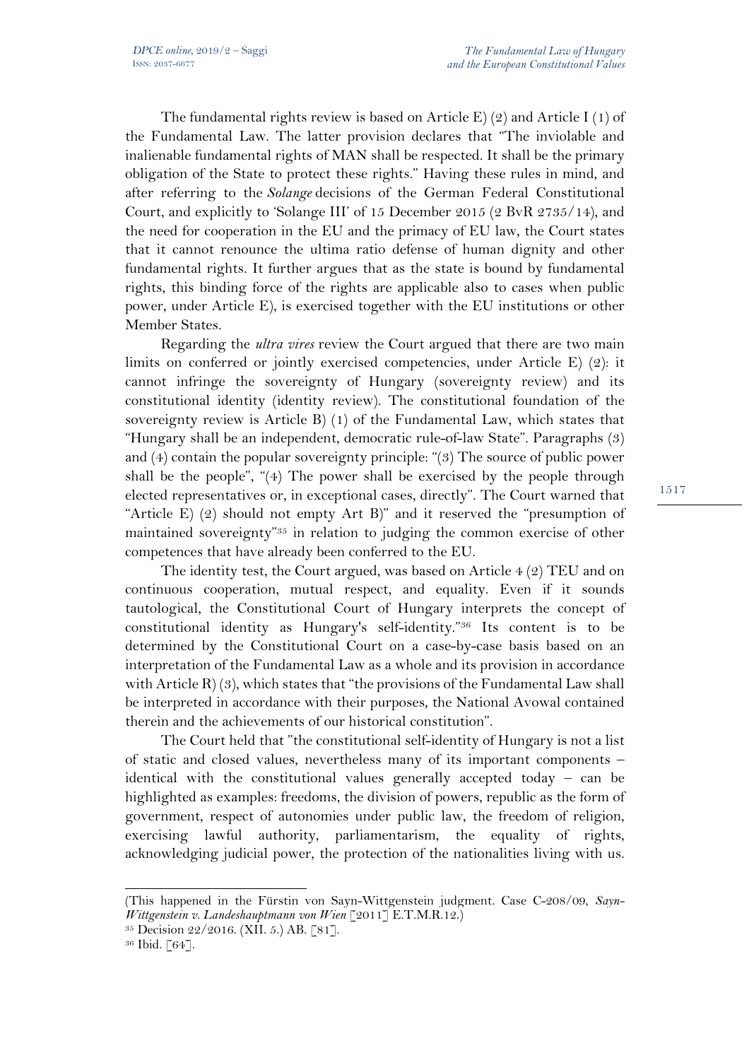The fundamental rights review is based on Article E) (2) and Article I (1) of the Fundamental Law. The latter provision declares that "The inviolable and inalienable fundamental rights of MAN shall be respected. It shall be the primary obligation of the State to protect these rights." Having these rules in mind, and after referring to the *Solange* decisions of the German Federal Constitutional Court, and explicitly to 'Solange III' of 15 December 2015 (2 BvR 2735/14), and the need for cooperation in the EU and the primacy of EU law, the Court states that it cannot renounce the ultima ratio defense of human dignity and other fundamental rights. It further argues that as the state is bound by fundamental rights, this binding force of the rights are applicable also to cases when public power, under Article E), is exercised together with the EU institutions or other Member States.

Regarding the *ultra vires* review the Court argued that there are two main limits on conferred or jointly exercised competencies, under Article E) (2): it cannot infringe the sovereignty of Hungary (sovereignty review) and its constitutional identity (identity review). The constitutional foundation of the sovereignty review is Article B) (1) of the Fundamental Law, which states that "Hungary shall be an independent, democratic rule-of-law State". Paragraphs (3) and (4) contain the popular sovereignty principle: "(3) The source of public power shall be the people", "(4) The power shall be exercised by the people through elected representatives or, in exceptional cases, directly". The Court warned that "Article E) (2) should not empty Art B)" and it reserved the "presumption of maintained sovereignty"[35] in relation to judging the common exercise of other competences that have already been conferred to the EU.

The identity test, the Court argued, was based on Article 4 (2) TEU and on continuous cooperation, mutual respect, and equality. Even if it sounds tautological, the Constitutional Court of Hungary interprets the concept of constitutional identity as Hungary's self-identity."[36] Its content is to be determined by the Constitutional Court on a case-by-case basis based on an interpretation of the Fundamental Law as a whole and its provision in accordance with Article R) (3), which states that "the provisions of the Fundamental Law shall be interpreted in accordance with their purposes, the National Avowal contained therein and the achievements of our historical constitution".

The Court held that "the constitutional self-identity of Hungary is not a list of static and closed values, nevertheless many of its important components – identical with the constitutional values generally accepted today – can be highlighted as examples: freedoms, the division of powers, republic as the form of government, respect of autonomies under public law, the freedom of religion, exercising lawful authority, parliamentarism, the equality of rights, acknowledging judicial power, the protection of the nationalities living with us.

---

(This happened in the Fürstin von Sayn-Wittgenstein judgment. Case C-208/09, *Sayn-Wittgenstein v. Landeshauptmann von Wien* [2011] E.T.M.R.12.)

[35] Decision 22/2016. (XII. 5.) AB. [81].

[36] Ibid. [64].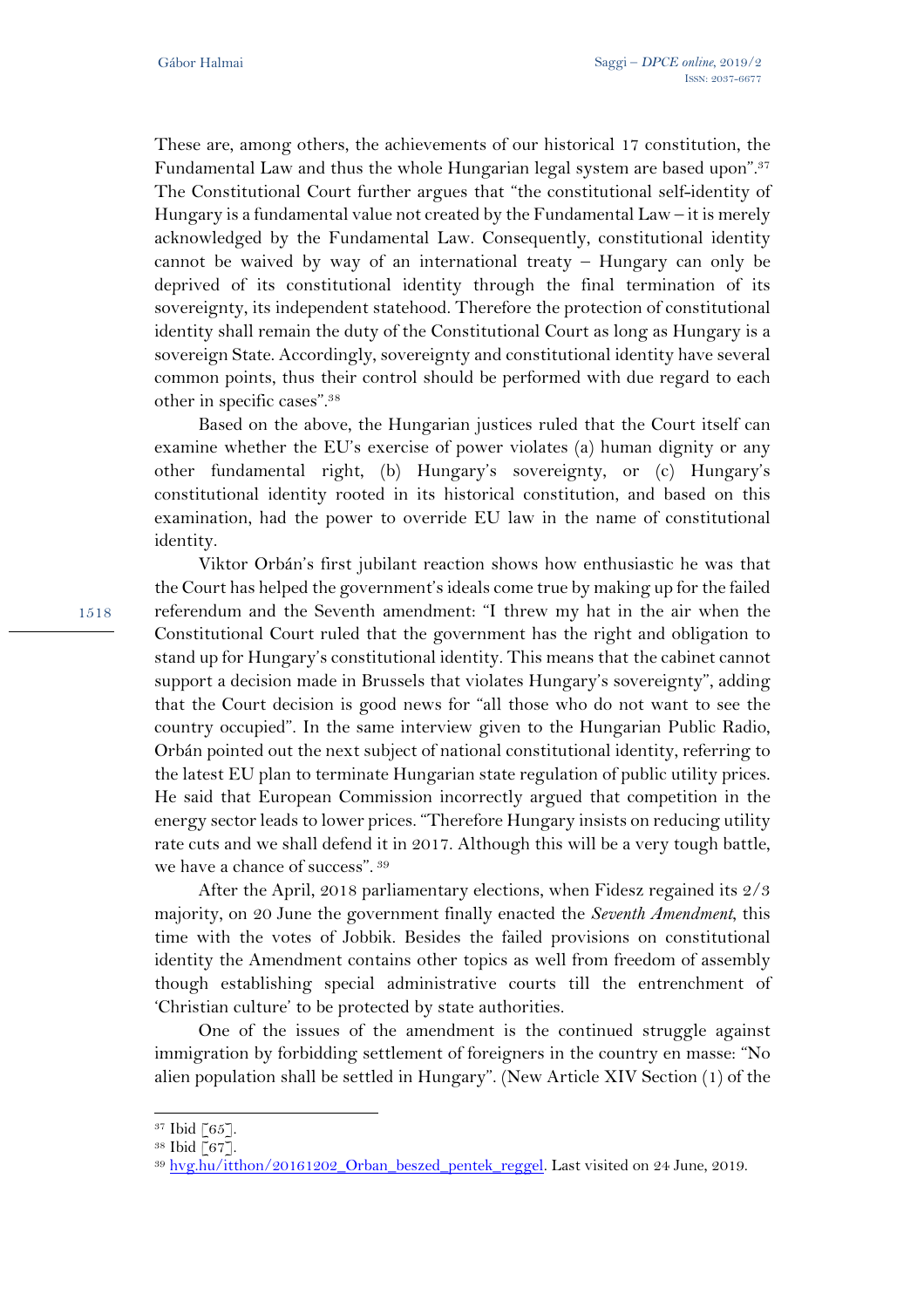These are, among others, the achievements of our historical 17 constitution, the Fundamental Law and thus the whole Hungarian legal system are based upon".[37] The Constitutional Court further argues that "the constitutional self-identity of Hungary is a fundamental value not created by the Fundamental Law – it is merely acknowledged by the Fundamental Law. Consequently, constitutional identity cannot be waived by way of an international treaty – Hungary can only be deprived of its constitutional identity through the final termination of its sovereignty, its independent statehood. Therefore the protection of constitutional identity shall remain the duty of the Constitutional Court as long as Hungary is a sovereign State. Accordingly, sovereignty and constitutional identity have several common points, thus their control should be performed with due regard to each other in specific cases".[38]

Based on the above, the Hungarian justices ruled that the Court itself can examine whether the EU's exercise of power violates (a) human dignity or any other fundamental right, (b) Hungary's sovereignty, or (c) Hungary's constitutional identity rooted in its historical constitution, and based on this examination, had the power to override EU law in the name of constitutional identity.

Viktor Orbán's first jubilant reaction shows how enthusiastic he was that the Court has helped the government's ideals come true by making up for the failed referendum and the Seventh amendment: "I threw my hat in the air when the Constitutional Court ruled that the government has the right and obligation to stand up for Hungary's constitutional identity. This means that the cabinet cannot support a decision made in Brussels that violates Hungary's sovereignty", adding that the Court decision is good news for "all those who do not want to see the country occupied". In the same interview given to the Hungarian Public Radio, Orbán pointed out the next subject of national constitutional identity, referring to the latest EU plan to terminate Hungarian state regulation of public utility prices. He said that European Commission incorrectly argued that competition in the energy sector leads to lower prices. "Therefore Hungary insists on reducing utility rate cuts and we shall defend it in 2017. Although this will be a very tough battle, we have a chance of success". [39]

After the April, 2018 parliamentary elections, when Fidesz regained its 2/3 majority, on 20 June the government finally enacted the *Seventh Amendment*, this time with the votes of Jobbik. Besides the failed provisions on constitutional identity the Amendment contains other topics as well from freedom of assembly though establishing special administrative courts till the entrenchment of 'Christian culture' to be protected by state authorities.

One of the issues of the amendment is the continued struggle against immigration by forbidding settlement of foreigners in the country en masse: "No alien population shall be settled in Hungary". (New Article XIV Section (1) of the

---

[37] Ibid [65].

[38] Ibid [67].

[39] hvg.hu/itthon/20161202_Orban_beszed_pentek_reggel. Last visited on 24 June, 2019.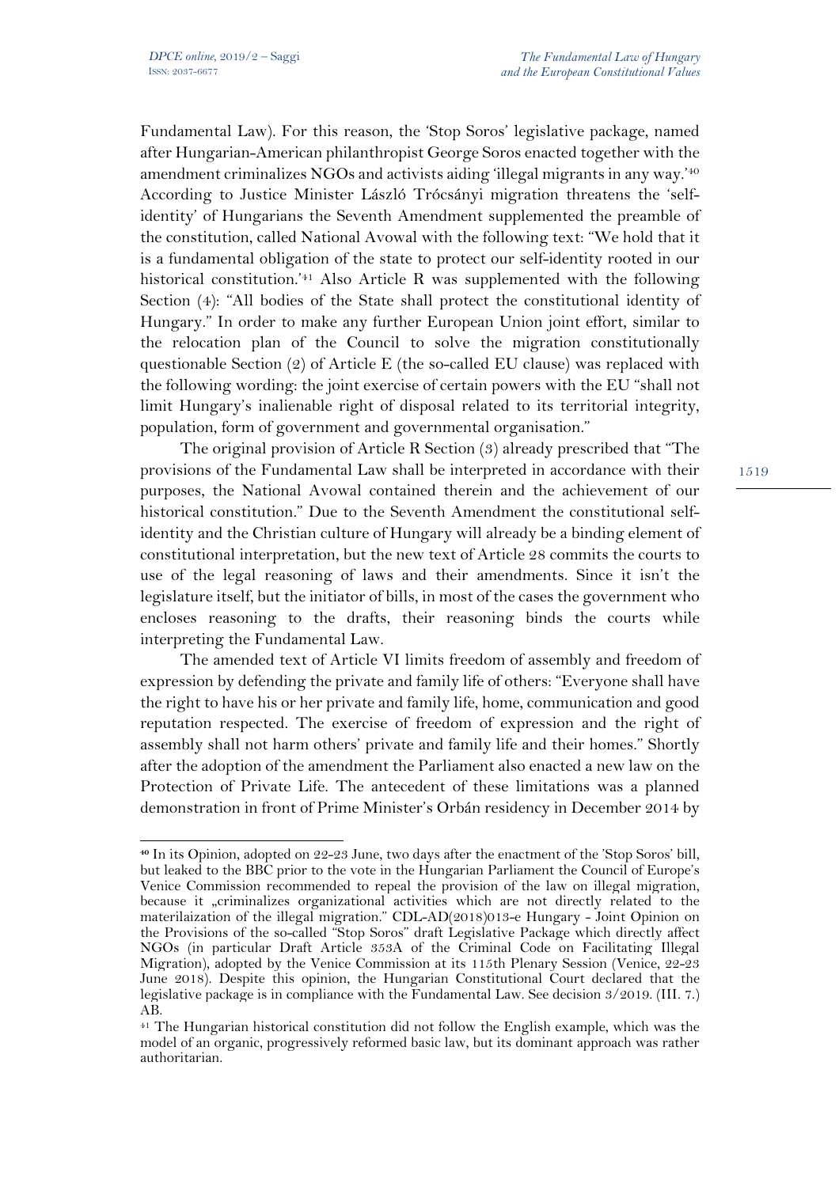Fundamental Law). For this reason, the 'Stop Soros' legislative package, named after Hungarian-American philanthropist George Soros enacted together with the amendment criminalizes NGOs and activists aiding 'illegal migrants in any way.'[40] According to Justice Minister László Trócsányi migration threatens the 'self-identity' of Hungarians the Seventh Amendment supplemented the preamble of the constitution, called National Avowal with the following text: "We hold that it is a fundamental obligation of the state to protect our self-identity rooted in our historical constitution.'[41] Also Article R was supplemented with the following Section (4): "All bodies of the State shall protect the constitutional identity of Hungary." In order to make any further European Union joint effort, similar to the relocation plan of the Council to solve the migration constitutionally questionable Section (2) of Article E (the so-called EU clause) was replaced with the following wording: the joint exercise of certain powers with the EU "shall not limit Hungary's inalienable right of disposal related to its territorial integrity, population, form of government and governmental organisation."

The original provision of Article R Section (3) already prescribed that "The provisions of the Fundamental Law shall be interpreted in accordance with their purposes, the National Avowal contained therein and the achievement of our historical constitution." Due to the Seventh Amendment the constitutional self-identity and the Christian culture of Hungary will already be a binding element of constitutional interpretation, but the new text of Article 28 commits the courts to use of the legal reasoning of laws and their amendments. Since it isn't the legislature itself, but the initiator of bills, in most of the cases the government who encloses reasoning to the drafts, their reasoning binds the courts while interpreting the Fundamental Law.

The amended text of Article VI limits freedom of assembly and freedom of expression by defending the private and family life of others: "Everyone shall have the right to have his or her private and family life, home, communication and good reputation respected. The exercise of freedom of expression and the right of assembly shall not harm others' private and family life and their homes." Shortly after the adoption of the amendment the Parliament also enacted a new law on the Protection of Private Life. The antecedent of these limitations was a planned demonstration in front of Prime Minister's Orbán residency in December 2014 by

---

[40] In its Opinion, adopted on 22-23 June, two days after the enactment of the 'Stop Soros' bill, but leaked to the BBC prior to the vote in the Hungarian Parliament the Council of Europe's Venice Commission recommended to repeal the provision of the law on illegal migration, because it „criminalizes organizational activities which are not directly related to the materilaization of the illegal migration." CDL-AD(2018)013-e Hungary - Joint Opinion on the Provisions of the so-called "Stop Soros" draft Legislative Package which directly affect NGOs (in particular Draft Article 353A of the Criminal Code on Facilitating Illegal Migration), adopted by the Venice Commission at its 115th Plenary Session (Venice, 22-23 June 2018). Despite this opinion, the Hungarian Constitutional Court declared that the legislative package is in compliance with the Fundamental Law. See decision 3/2019. (III. 7.) AB.

[41] The Hungarian historical constitution did not follow the English example, which was the model of an organic, progressively reformed basic law, but its dominant approach was rather authoritarian.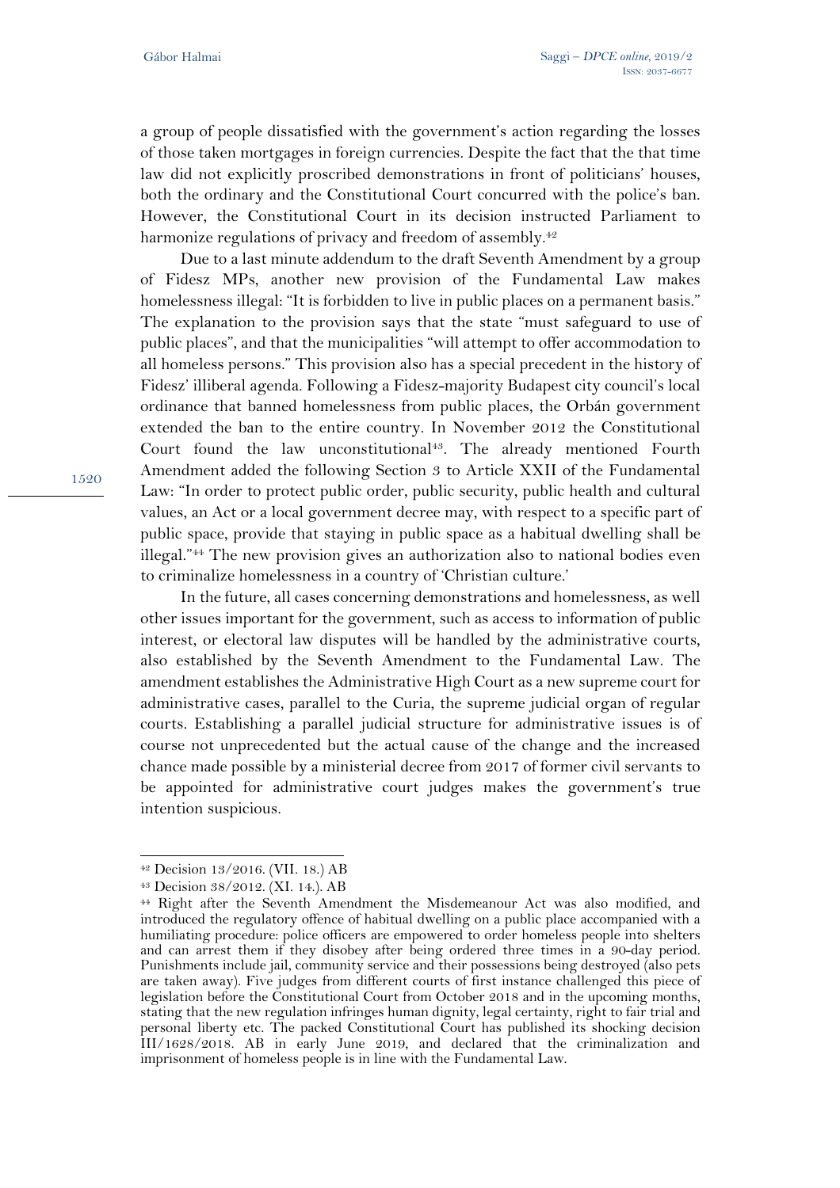a group of people dissatisfied with the government's action regarding the losses of those taken mortgages in foreign currencies. Despite the fact that the that time law did not explicitly proscribed demonstrations in front of politicians' houses, both the ordinary and the Constitutional Court concurred with the police's ban. However, the Constitutional Court in its decision instructed Parliament to harmonize regulations of privacy and freedom of assembly.[42]

Due to a last minute addendum to the draft Seventh Amendment by a group of Fidesz MPs, another new provision of the Fundamental Law makes homelessness illegal: "It is forbidden to live in public places on a permanent basis." The explanation to the provision says that the state "must safeguard to use of public places", and that the municipalities "will attempt to offer accommodation to all homeless persons." This provision also has a special precedent in the history of Fidesz' illiberal agenda. Following a Fidesz-majority Budapest city council's local ordinance that banned homelessness from public places, the Orbán government extended the ban to the entire country. In November 2012 the Constitutional Court found the law unconstitutional[43]. The already mentioned Fourth Amendment added the following Section 3 to Article XXII of the Fundamental Law: "In order to protect public order, public security, public health and cultural values, an Act or a local government decree may, with respect to a specific part of public space, provide that staying in public space as a habitual dwelling shall be illegal."[44] The new provision gives an authorization also to national bodies even to criminalize homelessness in a country of 'Christian culture.'

In the future, all cases concerning demonstrations and homelessness, as well other issues important for the government, such as access to information of public interest, or electoral law disputes will be handled by the administrative courts, also established by the Seventh Amendment to the Fundamental Law. The amendment establishes the Administrative High Court as a new supreme court for administrative cases, parallel to the Curia, the supreme judicial organ of regular courts. Establishing a parallel judicial structure for administrative issues is of course not unprecedented but the actual cause of the change and the increased chance made possible by a ministerial decree from 2017 of former civil servants to be appointed for administrative court judges makes the government's true intention suspicious.

---

[42] Decision 13/2016. (VII. 18.) AB

[43] Decision 38/2012. (XI. 14.). AB

[44] Right after the Seventh Amendment the Misdemeanour Act was also modified, and introduced the regulatory offence of habitual dwelling on a public place accompanied with a humiliating procedure: police officers are empowered to order homeless people into shelters and can arrest them if they disobey after being ordered three times in a 90-day period. Punishments include jail, community service and their possessions being destroyed (also pets are taken away). Five judges from different courts of first instance challenged this piece of legislation before the Constitutional Court from October 2018 and in the upcoming months, stating that the new regulation infringes human dignity, legal certainty, right to fair trial and personal liberty etc. The packed Constitutional Court has published its shocking decision III/1628/2018. AB in early June 2019, and declared that the criminalization and imprisonment of homeless people is in line with the Fundamental Law.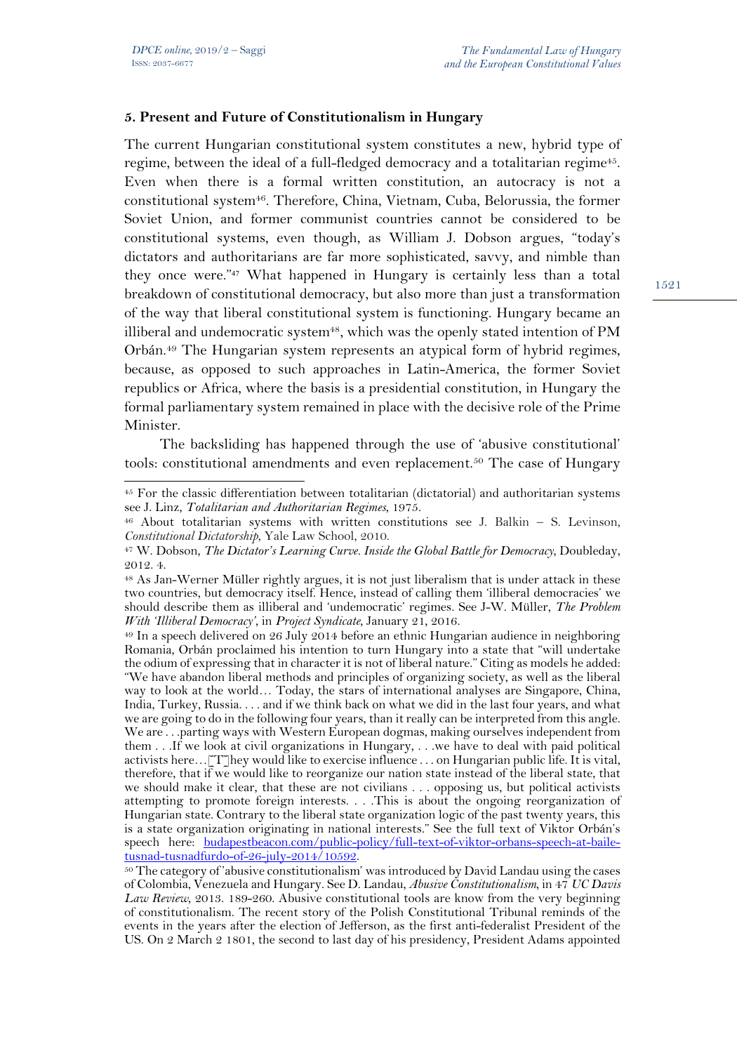### 5. Present and Future of Constitutionalism in Hungary

The current Hungarian constitutional system constitutes a new, hybrid type of regime, between the ideal of a full-fledged democracy and a totalitarian regime[45]. Even when there is a formal written constitution, an autocracy is not a constitutional system[46]. Therefore, China, Vietnam, Cuba, Belorussia, the former Soviet Union, and former communist countries cannot be considered to be constitutional systems, even though, as William J. Dobson argues, "today's dictators and authoritarians are far more sophisticated, savvy, and nimble than they once were."[47] What happened in Hungary is certainly less than a total breakdown of constitutional democracy, but also more than just a transformation of the way that liberal constitutional system is functioning. Hungary became an illiberal and undemocratic system[48], which was the openly stated intention of PM Orbán.[49] The Hungarian system represents an atypical form of hybrid regimes, because, as opposed to such approaches in Latin-America, the former Soviet republics or Africa, where the basis is a presidential constitution, in Hungary the formal parliamentary system remained in place with the decisive role of the Prime Minister.

The backsliding has happened through the use of 'abusive constitutional' tools: constitutional amendments and even replacement.[50] The case of Hungary

---

[45] For the classic differentiation between totalitarian (dictatorial) and authoritarian systems see J. Linz, *Totalitarian and Authoritarian Regimes*, 1975.

[46] About totalitarian systems with written constitutions see J. Balkin – S. Levinson, *Constitutional Dictatorship*, Yale Law School, 2010.

[47] W. Dobson, *The Dictator's Learning Curve. Inside the Global Battle for Democracy*, Doubleday, 2012. 4.

[48] As Jan-Werner Müller rightly argues, it is not just liberalism that is under attack in these two countries, but democracy itself. Hence, instead of calling them 'illiberal democracies' we should describe them as illiberal and 'undemocratic' regimes. See J-W. Müller, *The Problem With 'Illiberal Democracy'*, in *Project Syndicate*, January 21, 2016.

[49] In a speech delivered on 26 July 2014 before an ethnic Hungarian audience in neighboring Romania, Orbán proclaimed his intention to turn Hungary into a state that "will undertake the odium of expressing that in character it is not of liberal nature." Citing as models he added: "We have abandon liberal methods and principles of organizing society, as well as the liberal way to look at the world… Today, the stars of international analyses are Singapore, China, India, Turkey, Russia. . . . and if we think back on what we did in the last four years, and what we are going to do in the following four years, than it really can be interpreted from this angle. We are . . .parting ways with Western European dogmas, making ourselves independent from them . . .If we look at civil organizations in Hungary, . . .we have to deal with paid political activists here…[T]hey would like to exercise influence . . . on Hungarian public life. It is vital, therefore, that if we would like to reorganize our nation state instead of the liberal state, that we should make it clear, that these are not civilians . . . opposing us, but political activists attempting to promote foreign interests. . . .This is about the ongoing reorganization of Hungarian state. Contrary to the liberal state organization logic of the past twenty years, this is a state organization originating in national interests." See the full text of Viktor Orbán's speech here: budapestbeacon.com/public-policy/full-text-of-viktor-orbans-speech-at-baile-tusnad-tusnadfurdo-of-26-july-2014/10592.

[50] The category of 'abusive constitutionalism' was introduced by David Landau using the cases of Colombia, Venezuela and Hungary. See D. Landau, *Abusive Constitutionalism*, in 47 *UC Davis Law Review*, 2013. 189-260. Abusive constitutional tools are know from the very beginning of constitutionalism. The recent story of the Polish Constitutional Tribunal reminds of the events in the years after the election of Jefferson, as the first anti-federalist President of the US. On 2 March 2 1801, the second to last day of his presidency, President Adams appointed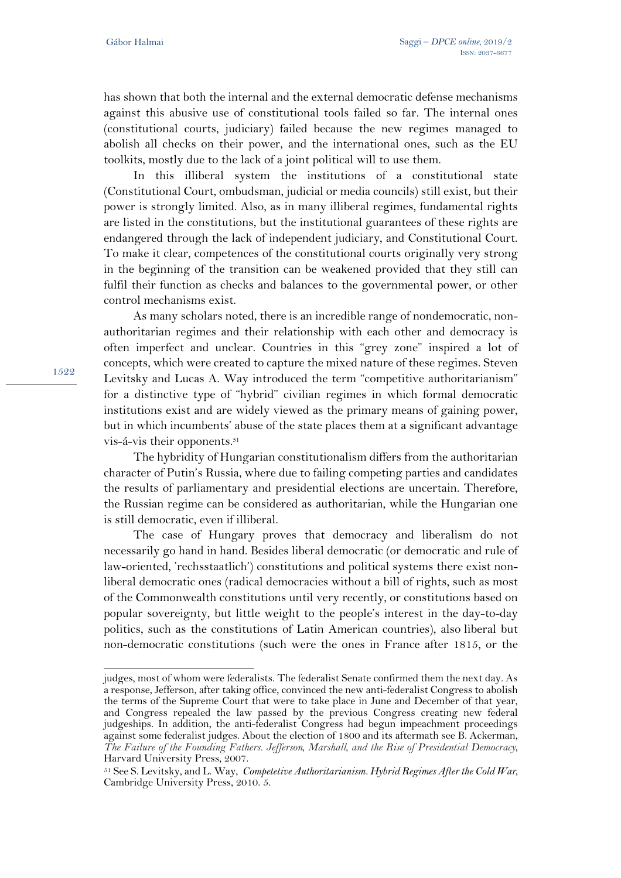has shown that both the internal and the external democratic defense mechanisms against this abusive use of constitutional tools failed so far. The internal ones (constitutional courts, judiciary) failed because the new regimes managed to abolish all checks on their power, and the international ones, such as the EU toolkits, mostly due to the lack of a joint political will to use them.

In this illiberal system the institutions of a constitutional state (Constitutional Court, ombudsman, judicial or media councils) still exist, but their power is strongly limited. Also, as in many illiberal regimes, fundamental rights are listed in the constitutions, but the institutional guarantees of these rights are endangered through the lack of independent judiciary, and Constitutional Court. To make it clear, competences of the constitutional courts originally very strong in the beginning of the transition can be weakened provided that they still can fulfil their function as checks and balances to the governmental power, or other control mechanisms exist.

As many scholars noted, there is an incredible range of nondemocratic, non-authoritarian regimes and their relationship with each other and democracy is often imperfect and unclear. Countries in this "grey zone" inspired a lot of concepts, which were created to capture the mixed nature of these regimes. Steven Levitsky and Lucas A. Way introduced the term "competitive authoritarianism" for a distinctive type of "hybrid" civilian regimes in which formal democratic institutions exist and are widely viewed as the primary means of gaining power, but in which incumbents' abuse of the state places them at a significant advantage vis-á-vis their opponents.[51]

The hybridity of Hungarian constitutionalism differs from the authoritarian character of Putin's Russia, where due to failing competing parties and candidates the results of parliamentary and presidential elections are uncertain. Therefore, the Russian regime can be considered as authoritarian, while the Hungarian one is still democratic, even if illiberal.

The case of Hungary proves that democracy and liberalism do not necessarily go hand in hand. Besides liberal democratic (or democratic and rule of law-oriented, 'rechsstaatlich') constitutions and political systems there exist non-liberal democratic ones (radical democracies without a bill of rights, such as most of the Commonwealth constitutions until very recently, or constitutions based on popular sovereignty, but little weight to the people's interest in the day-to-day politics, such as the constitutions of Latin American countries), also liberal but non-democratic constitutions (such were the ones in France after 1815, or the

---

judges, most of whom were federalists. The federalist Senate confirmed them the next day. As a response, Jefferson, after taking office, convinced the new anti-federalist Congress to abolish the terms of the Supreme Court that were to take place in June and December of that year, and Congress repealed the law passed by the previous Congress creating new federal judgeships. In addition, the anti-federalist Congress had begun impeachment proceedings against some federalist judges. About the election of 1800 and its aftermath see B. Ackerman, *The Failure of the Founding Fathers. Jefferson, Marshall, and the Rise of Presidential Democracy*, Harvard University Press, 2007.

[51] See S. Levitsky, and L. Way, *Competetive Authoritarianism. Hybrid Regimes After the Cold War*, Cambridge University Press, 2010. 5.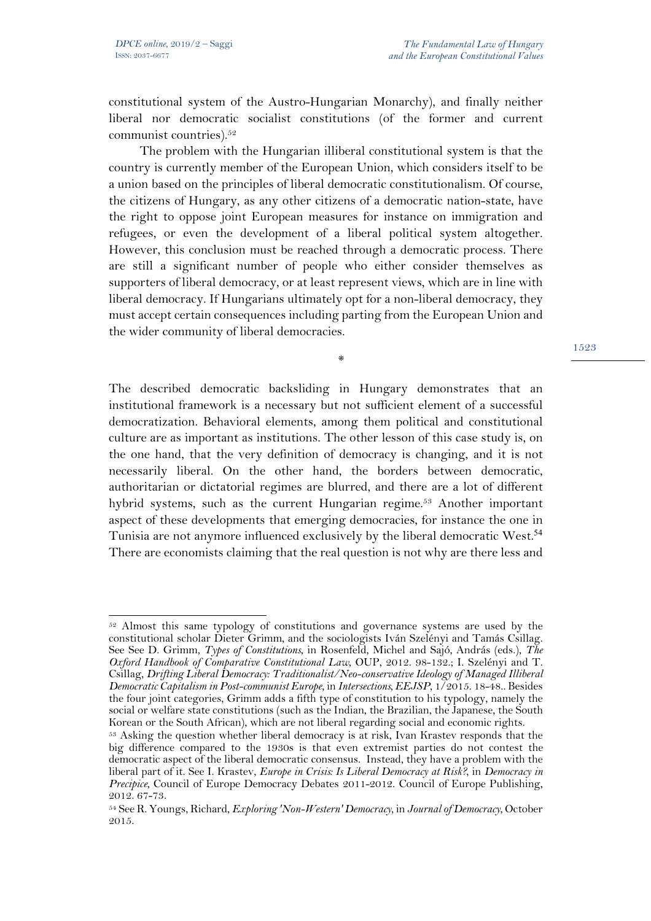constitutional system of the Austro-Hungarian Monarchy), and finally neither liberal nor democratic socialist constitutions (of the former and current communist countries).[52]

The problem with the Hungarian illiberal constitutional system is that the country is currently member of the European Union, which considers itself to be a union based on the principles of liberal democratic constitutionalism. Of course, the citizens of Hungary, as any other citizens of a democratic nation-state, have the right to oppose joint European measures for instance on immigration and refugees, or even the development of a liberal political system altogether. However, this conclusion must be reached through a democratic process. There are still a significant number of people who either consider themselves as supporters of liberal democracy, or at least represent views, which are in line with liberal democracy. If Hungarians ultimately opt for a non-liberal democracy, they must accept certain consequences including parting from the European Union and the wider community of liberal democracies.

\*

The described democratic backsliding in Hungary demonstrates that an institutional framework is a necessary but not sufficient element of a successful democratization. Behavioral elements, among them political and constitutional culture are as important as institutions. The other lesson of this case study is, on the one hand, that the very definition of democracy is changing, and it is not necessarily liberal. On the other hand, the borders between democratic, authoritarian or dictatorial regimes are blurred, and there are a lot of different hybrid systems, such as the current Hungarian regime.[53] Another important aspect of these developments that emerging democracies, for instance the one in Tunisia are not anymore influenced exclusively by the liberal democratic West.[54] There are economists claiming that the real question is not why are there less and

---

[52] Almost this same typology of constitutions and governance systems are used by the constitutional scholar Dieter Grimm, and the sociologists Iván Szelényi and Tamás Csillag. See See D. Grimm, *Types of Constitutions*, in Rosenfeld, Michel and Sajó, András (eds.), *The Oxford Handbook of Comparative Constitutional Law*, OUP, 2012. 98-132.; I. Szelényi and T. Csillag, *Drifting Liberal Democracy: Traditionalist/Neo-conservative Ideology of Managed Illiberal Democratic Capitalism in Post-communist Europe*, in *Intersections, EEJSP*, 1/2015. 18-48.. Besides the four joint categories, Grimm adds a fifth type of constitution to his typology, namely the social or welfare state constitutions (such as the Indian, the Brazilian, the Japanese, the South Korean or the South African), which are not liberal regarding social and economic rights.

[53] Asking the question whether liberal democracy is at risk, Ivan Krastev responds that the big difference compared to the 1930s is that even extremist parties do not contest the democratic aspect of the liberal democratic consensus. Instead, they have a problem with the liberal part of it. See I. Krastev, *Europe in Crisis: Is Liberal Democracy at Risk?*, in *Democracy in Precipice*, Council of Europe Democracy Debates 2011-2012. Council of Europe Publishing, 2012. 67-73.

[54] See R. Youngs, Richard, *Exploring 'Non-Western' Democracy*, in *Journal of Democracy*, October 2015.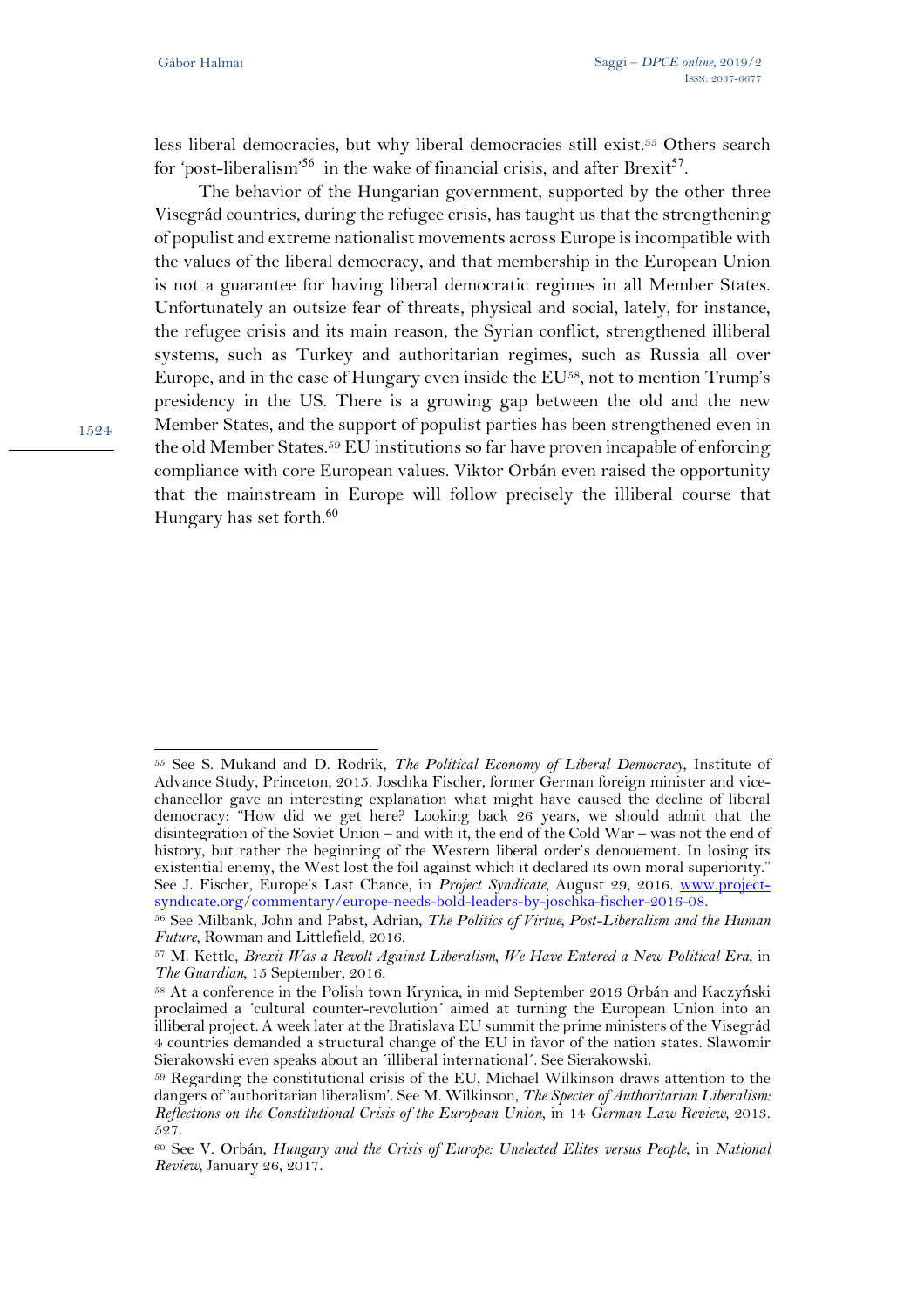less liberal democracies, but why liberal democracies still exist.[55] Others search for 'post-liberalism'[56] in the wake of financial crisis, and after Brexit[57].

The behavior of the Hungarian government, supported by the other three Visegrád countries, during the refugee crisis, has taught us that the strengthening of populist and extreme nationalist movements across Europe is incompatible with the values of the liberal democracy, and that membership in the European Union is not a guarantee for having liberal democratic regimes in all Member States. Unfortunately an outsize fear of threats, physical and social, lately, for instance, the refugee crisis and its main reason, the Syrian conflict, strengthened illiberal systems, such as Turkey and authoritarian regimes, such as Russia all over Europe, and in the case of Hungary even inside the EU[58], not to mention Trump's presidency in the US. There is a growing gap between the old and the new Member States, and the support of populist parties has been strengthened even in the old Member States.[59] EU institutions so far have proven incapable of enforcing compliance with core European values. Viktor Orbán even raised the opportunity that the mainstream in Europe will follow precisely the illiberal course that Hungary has set forth.[60]

---

[55] See S. Mukand and D. Rodrik, *The Political Economy of Liberal Democracy*, Institute of Advance Study, Princeton, 2015. Joschka Fischer, former German foreign minister and vice-chancellor gave an interesting explanation what might have caused the decline of liberal democracy: "How did we get here? Looking back 26 years, we should admit that the disintegration of the Soviet Union – and with it, the end of the Cold War – was not the end of history, but rather the beginning of the Western liberal order's denouement. In losing its existential enemy, the West lost the foil against which it declared its own moral superiority." See J. Fischer, Europe's Last Chance, in *Project Syndicate*, August 29, 2016. www.project-syndicate.org/commentary/europe-needs-bold-leaders-by-joschka-fischer-2016-08.

[56] See Milbank, John and Pabst, Adrian, *The Politics of Virtue, Post-Liberalism and the Human Future*, Rowman and Littlefield, 2016.

[57] M. Kettle, *Brexit Was a Revolt Against Liberalism, We Have Entered a New Political Era*, in *The Guardian*, 15 September, 2016.

[58] At a conference in the Polish town Krynica, in mid September 2016 Orbán and Kaczyński proclaimed a ´cultural counter-revolution´ aimed at turning the European Union into an illiberal project. A week later at the Bratislava EU summit the prime ministers of the Visegrád 4 countries demanded a structural change of the EU in favor of the nation states. Slawomir Sierakowski even speaks about an ´illiberal international´. See Sierakowski.

[59] Regarding the constitutional crisis of the EU, Michael Wilkinson draws attention to the dangers of 'authoritarian liberalism'. See M. Wilkinson, *The Specter of Authoritarian Liberalism: Reflections on the Constitutional Crisis of the European Union*, in 14 *German Law Review*, 2013. 527.

[60] See V. Orbán, *Hungary and the Crisis of Europe: Unelected Elites versus People*, in *National Review*, January 26, 2017.